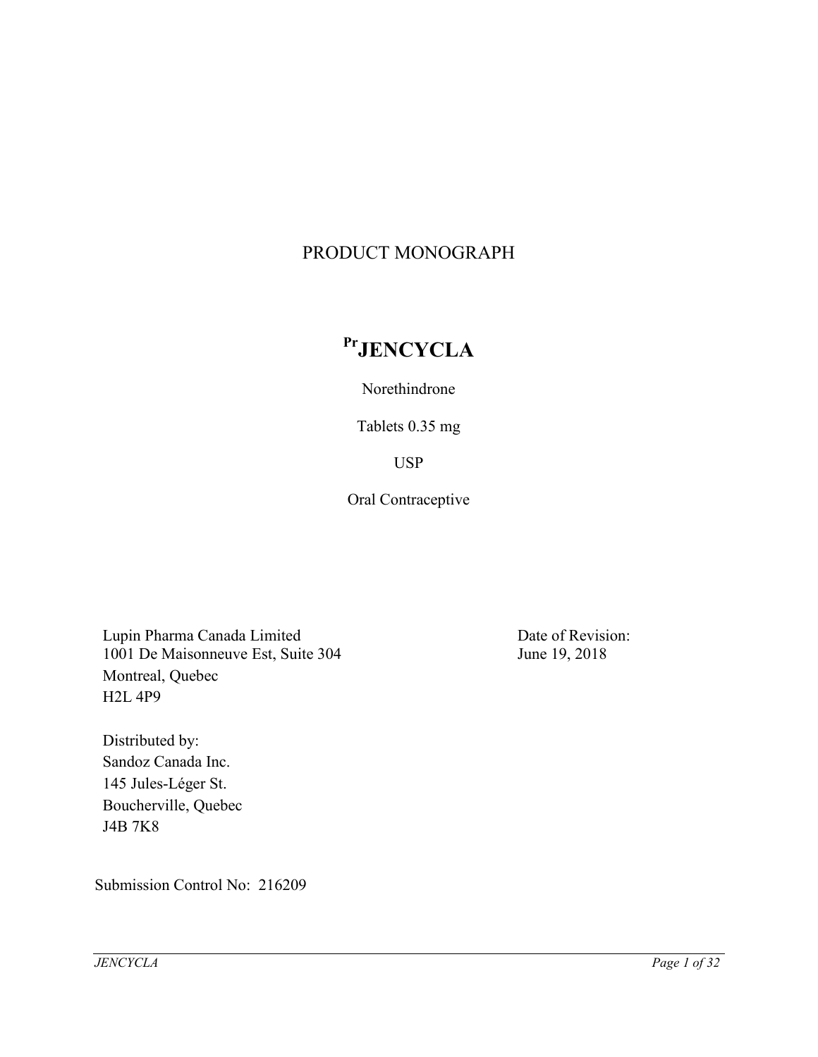# PRODUCT MONOGRAPH

## [Pr]JENCYCLA

Norethindrone

Tablets 0.35 mg

USP

Oral Contraceptive

Lupin Pharma Canada Limited
1001 De Maisonneuve Est, Suite 304
Montreal, Quebec
H2L 4P9

Date of Revision:
June 19, 2018

Distributed by:
Sandoz Canada Inc.
145 Jules-Léger St.
Boucherville, Quebec
J4B 7K8

Submission Control No: 216209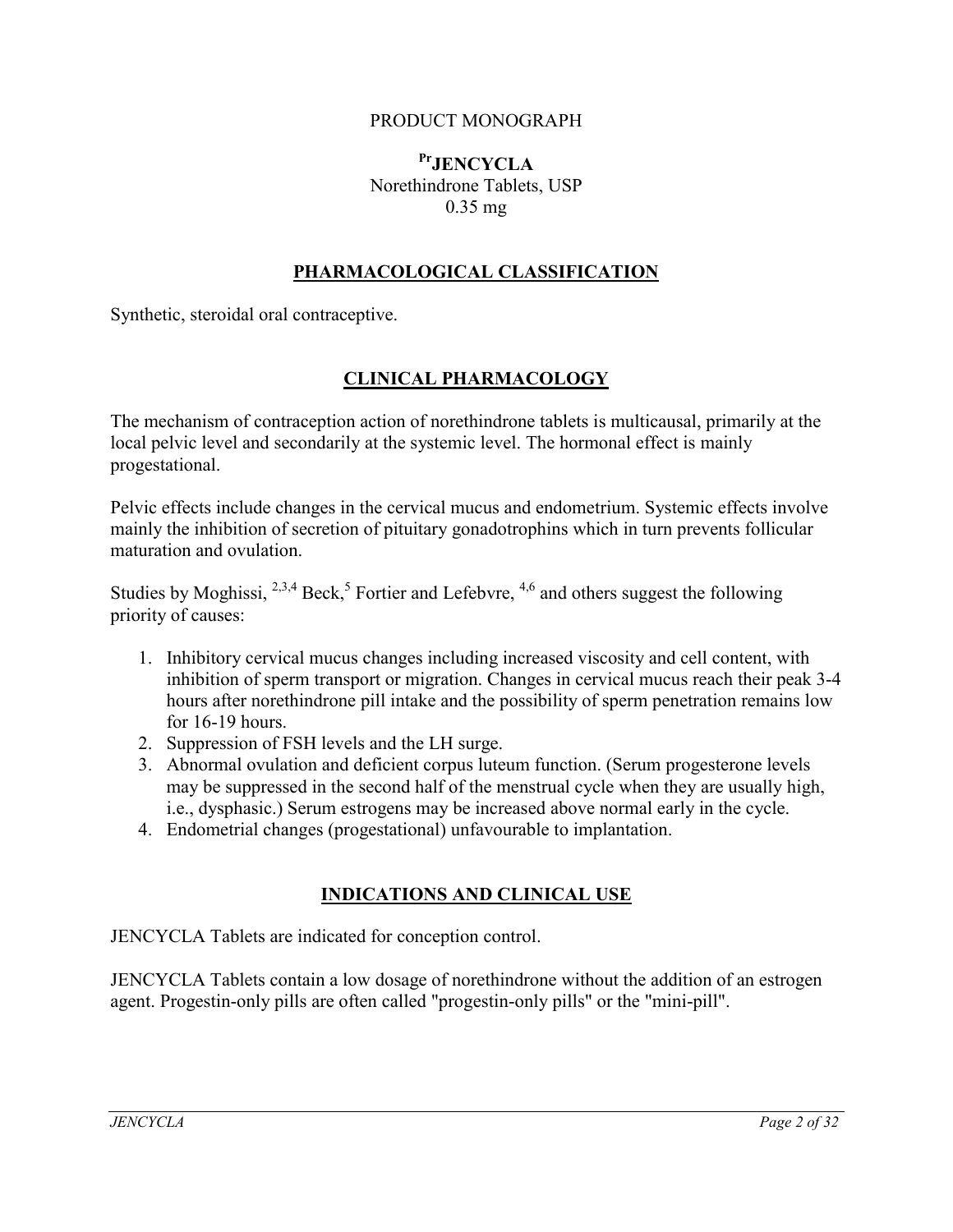PRODUCT MONOGRAPH

**PrJENCYCLA**
Norethindrone Tablets, USP
0.35 mg

## PHARMACOLOGICAL CLASSIFICATION

Synthetic, steroidal oral contraceptive.

## CLINICAL PHARMACOLOGY

The mechanism of contraception action of norethindrone tablets is multicausal, primarily at the local pelvic level and secondarily at the systemic level. The hormonal effect is mainly progestational.

Pelvic effects include changes in the cervical mucus and endometrium. Systemic effects involve mainly the inhibition of secretion of pituitary gonadotrophins which in turn prevents follicular maturation and ovulation.

Studies by Moghissi, [2,3,4] Beck,[5] Fortier and Lefebvre, [4,6] and others suggest the following priority of causes:

1. Inhibitory cervical mucus changes including increased viscosity and cell content, with inhibition of sperm transport or migration. Changes in cervical mucus reach their peak 3-4 hours after norethindrone pill intake and the possibility of sperm penetration remains low for 16-19 hours.
2. Suppression of FSH levels and the LH surge.
3. Abnormal ovulation and deficient corpus luteum function. (Serum progesterone levels may be suppressed in the second half of the menstrual cycle when they are usually high, i.e., dysphasic.) Serum estrogens may be increased above normal early in the cycle.
4. Endometrial changes (progestational) unfavourable to implantation.

## INDICATIONS AND CLINICAL USE

JENCYCLA Tablets are indicated for conception control.

JENCYCLA Tablets contain a low dosage of norethindrone without the addition of an estrogen agent. Progestin-only pills are often called "progestin-only pills" or the "mini-pill".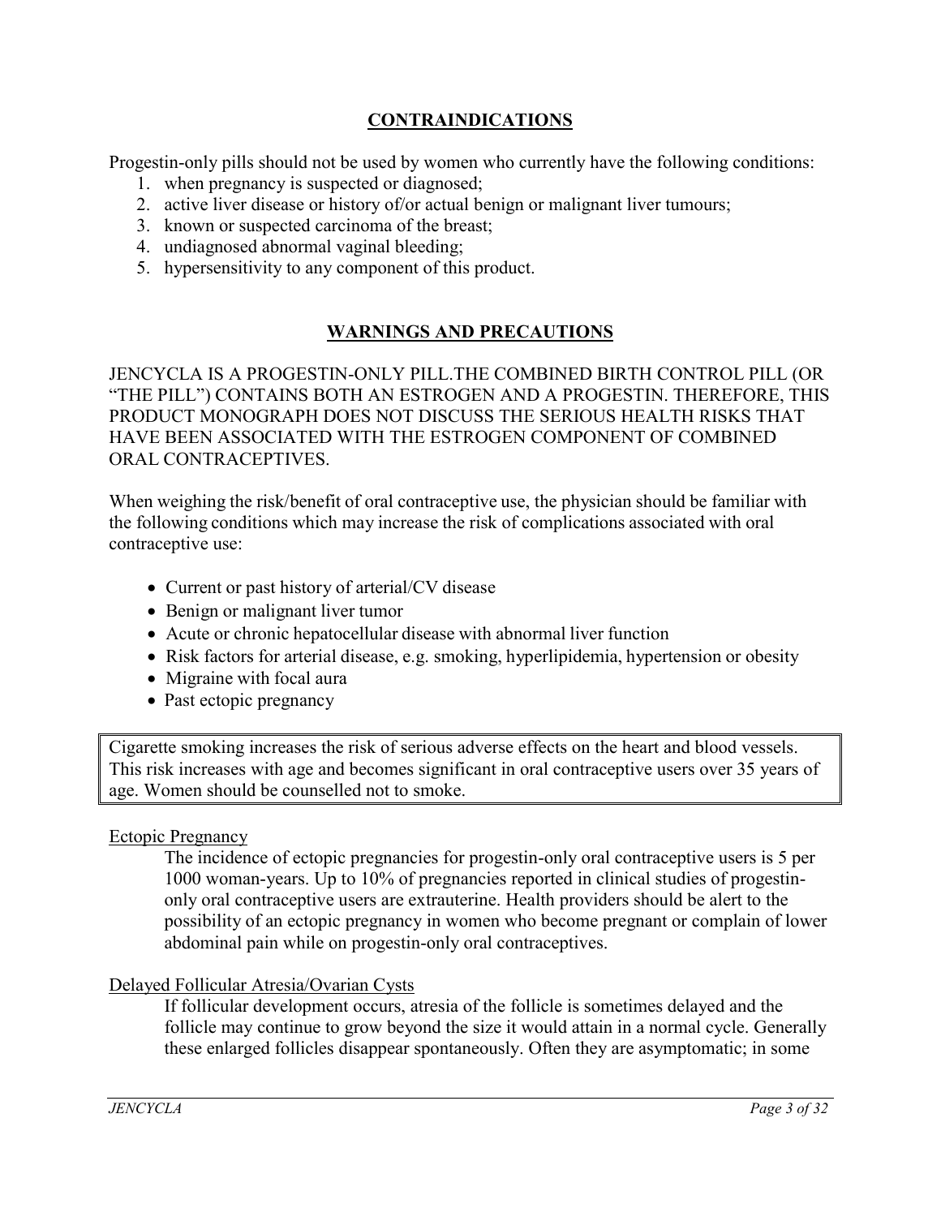## CONTRAINDICATIONS

Progestin-only pills should not be used by women who currently have the following conditions:

1. when pregnancy is suspected or diagnosed;
2. active liver disease or history of/or actual benign or malignant liver tumours;
3. known or suspected carcinoma of the breast;
4. undiagnosed abnormal vaginal bleeding;
5. hypersensitivity to any component of this product.

## WARNINGS AND PRECAUTIONS

JENCYCLA IS A PROGESTIN-ONLY PILL.THE COMBINED BIRTH CONTROL PILL (OR "THE PILL") CONTAINS BOTH AN ESTROGEN AND A PROGESTIN. THEREFORE, THIS PRODUCT MONOGRAPH DOES NOT DISCUSS THE SERIOUS HEALTH RISKS THAT HAVE BEEN ASSOCIATED WITH THE ESTROGEN COMPONENT OF COMBINED ORAL CONTRACEPTIVES.

When weighing the risk/benefit of oral contraceptive use, the physician should be familiar with the following conditions which may increase the risk of complications associated with oral contraceptive use:

- Current or past history of arterial/CV disease
- Benign or malignant liver tumor
- Acute or chronic hepatocellular disease with abnormal liver function
- Risk factors for arterial disease, e.g. smoking, hyperlipidemia, hypertension or obesity
- Migraine with focal aura
- Past ectopic pregnancy

| Cigarette smoking increases the risk of serious adverse effects on the heart and blood vessels. This risk increases with age and becomes significant in oral contraceptive users over 35 years of age. Women should be counselled not to smoke. |
|---|

### Ectopic Pregnancy

The incidence of ectopic pregnancies for progestin-only oral contraceptive users is 5 per 1000 woman-years. Up to 10% of pregnancies reported in clinical studies of progestin-only oral contraceptive users are extrauterine. Health providers should be alert to the possibility of an ectopic pregnancy in women who become pregnant or complain of lower abdominal pain while on progestin-only oral contraceptives.

### Delayed Follicular Atresia/Ovarian Cysts

If follicular development occurs, atresia of the follicle is sometimes delayed and the follicle may continue to grow beyond the size it would attain in a normal cycle. Generally these enlarged follicles disappear spontaneously. Often they are asymptomatic; in some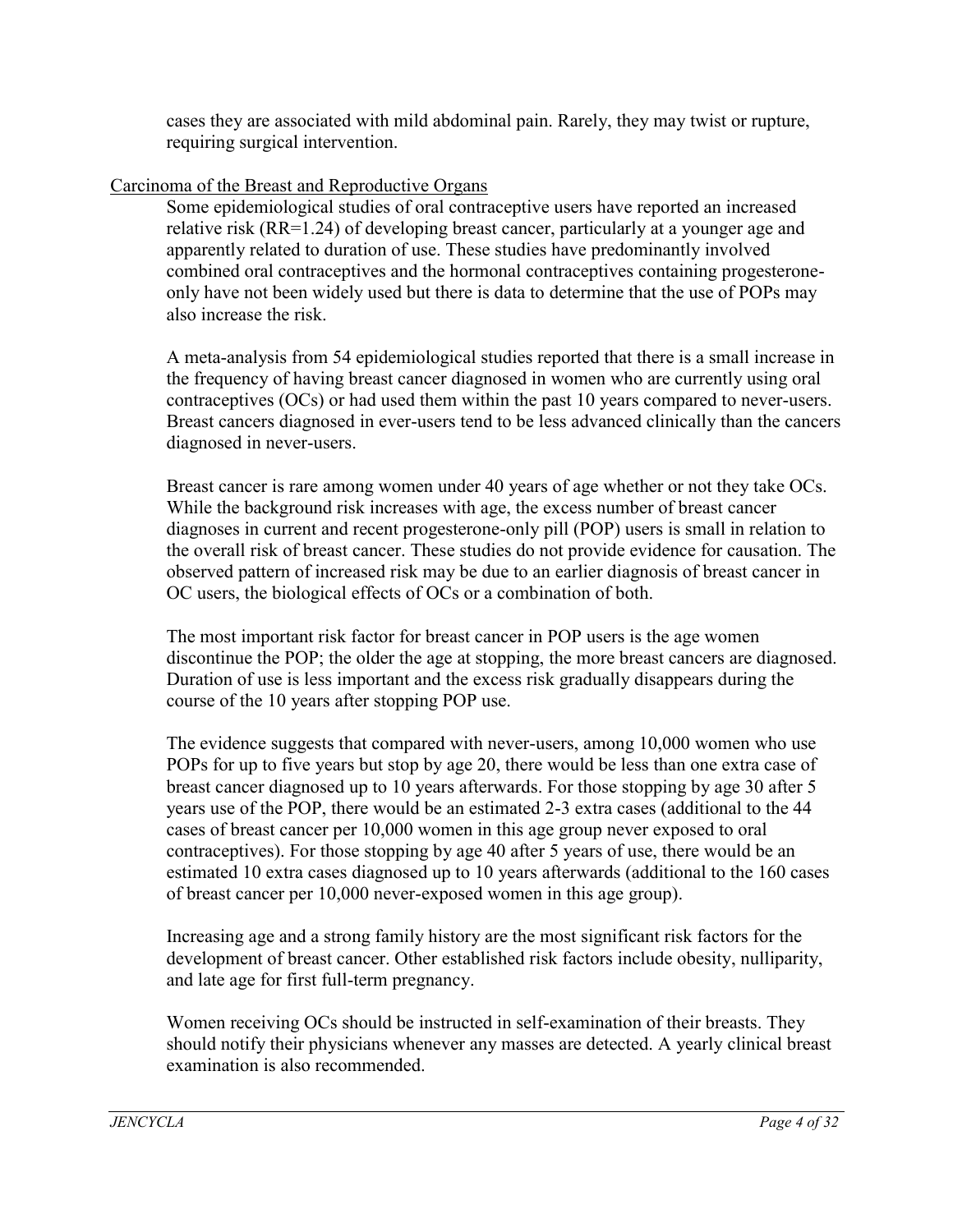cases they are associated with mild abdominal pain. Rarely, they may twist or rupture, requiring surgical intervention.

Carcinoma of the Breast and Reproductive Organs

Some epidemiological studies of oral contraceptive users have reported an increased relative risk (RR=1.24) of developing breast cancer, particularly at a younger age and apparently related to duration of use. These studies have predominantly involved combined oral contraceptives and the hormonal contraceptives containing progesterone-only have not been widely used but there is data to determine that the use of POPs may also increase the risk.

A meta-analysis from 54 epidemiological studies reported that there is a small increase in the frequency of having breast cancer diagnosed in women who are currently using oral contraceptives (OCs) or had used them within the past 10 years compared to never-users. Breast cancers diagnosed in ever-users tend to be less advanced clinically than the cancers diagnosed in never-users.

Breast cancer is rare among women under 40 years of age whether or not they take OCs. While the background risk increases with age, the excess number of breast cancer diagnoses in current and recent progesterone-only pill (POP) users is small in relation to the overall risk of breast cancer. These studies do not provide evidence for causation. The observed pattern of increased risk may be due to an earlier diagnosis of breast cancer in OC users, the biological effects of OCs or a combination of both.

The most important risk factor for breast cancer in POP users is the age women discontinue the POP; the older the age at stopping, the more breast cancers are diagnosed. Duration of use is less important and the excess risk gradually disappears during the course of the 10 years after stopping POP use.

The evidence suggests that compared with never-users, among 10,000 women who use POPs for up to five years but stop by age 20, there would be less than one extra case of breast cancer diagnosed up to 10 years afterwards. For those stopping by age 30 after 5 years use of the POP, there would be an estimated 2-3 extra cases (additional to the 44 cases of breast cancer per 10,000 women in this age group never exposed to oral contraceptives). For those stopping by age 40 after 5 years of use, there would be an estimated 10 extra cases diagnosed up to 10 years afterwards (additional to the 160 cases of breast cancer per 10,000 never-exposed women in this age group).

Increasing age and a strong family history are the most significant risk factors for the development of breast cancer. Other established risk factors include obesity, nulliparity, and late age for first full-term pregnancy.

Women receiving OCs should be instructed in self-examination of their breasts. They should notify their physicians whenever any masses are detected. A yearly clinical breast examination is also recommended.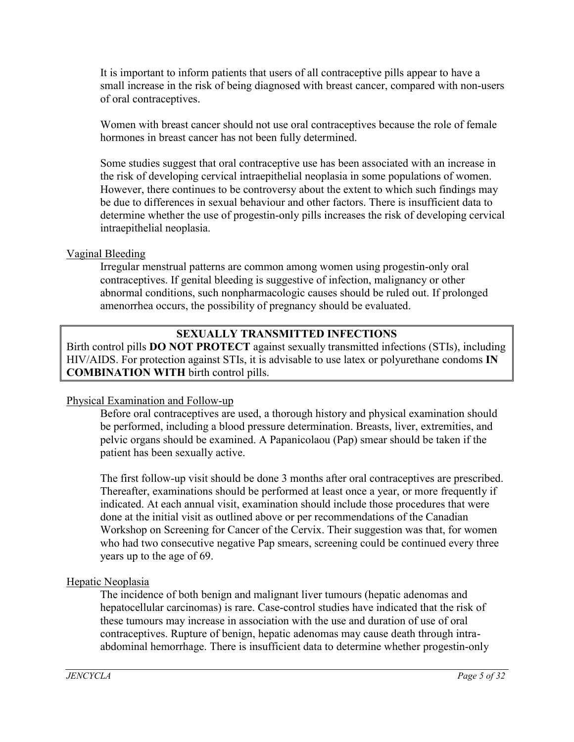It is important to inform patients that users of all contraceptive pills appear to have a small increase in the risk of being diagnosed with breast cancer, compared with non-users of oral contraceptives.

Women with breast cancer should not use oral contraceptives because the role of female hormones in breast cancer has not been fully determined.

Some studies suggest that oral contraceptive use has been associated with an increase in the risk of developing cervical intraepithelial neoplasia in some populations of women. However, there continues to be controversy about the extent to which such findings may be due to differences in sexual behaviour and other factors. There is insufficient data to determine whether the use of progestin-only pills increases the risk of developing cervical intraepithelial neoplasia.

<u>Vaginal Bleeding</u>

Irregular menstrual patterns are common among women using progestin-only oral contraceptives. If genital bleeding is suggestive of infection, malignancy or other abnormal conditions, such nonpharmacologic causes should be ruled out. If prolonged amenorrhea occurs, the possibility of pregnancy should be evaluated.

**SEXUALLY TRANSMITTED INFECTIONS**

Birth control pills **DO NOT PROTECT** against sexually transmitted infections (STIs), including HIV/AIDS. For protection against STIs, it is advisable to use latex or polyurethane condoms **IN COMBINATION WITH** birth control pills.

<u>Physical Examination and Follow-up</u>

Before oral contraceptives are used, a thorough history and physical examination should be performed, including a blood pressure determination. Breasts, liver, extremities, and pelvic organs should be examined. A Papanicolaou (Pap) smear should be taken if the patient has been sexually active.

The first follow-up visit should be done 3 months after oral contraceptives are prescribed. Thereafter, examinations should be performed at least once a year, or more frequently if indicated. At each annual visit, examination should include those procedures that were done at the initial visit as outlined above or per recommendations of the Canadian Workshop on Screening for Cancer of the Cervix. Their suggestion was that, for women who had two consecutive negative Pap smears, screening could be continued every three years up to the age of 69.

<u>Hepatic Neoplasia</u>

The incidence of both benign and malignant liver tumours (hepatic adenomas and hepatocellular carcinomas) is rare. Case-control studies have indicated that the risk of these tumours may increase in association with the use and duration of use of oral contraceptives. Rupture of benign, hepatic adenomas may cause death through intra-abdominal hemorrhage. There is insufficient data to determine whether progestin-only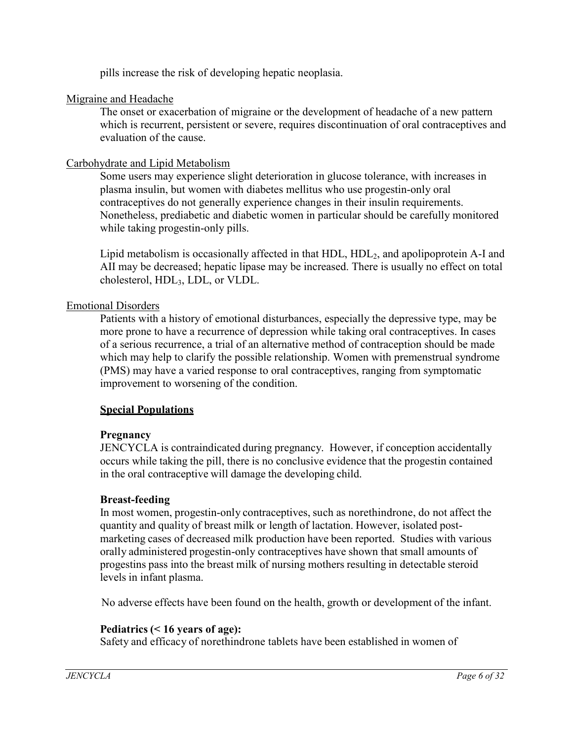pills increase the risk of developing hepatic neoplasia.

Migraine and Headache

The onset or exacerbation of migraine or the development of headache of a new pattern which is recurrent, persistent or severe, requires discontinuation of oral contraceptives and evaluation of the cause.

Carbohydrate and Lipid Metabolism

Some users may experience slight deterioration in glucose tolerance, with increases in plasma insulin, but women with diabetes mellitus who use progestin-only oral contraceptives do not generally experience changes in their insulin requirements. Nonetheless, prediabetic and diabetic women in particular should be carefully monitored while taking progestin-only pills.

Lipid metabolism is occasionally affected in that HDL, $HDL_2$, and apolipoprotein A-I and AII may be decreased; hepatic lipase may be increased. There is usually no effect on total cholesterol, $HDL_3$, LDL, or VLDL.

Emotional Disorders

Patients with a history of emotional disturbances, especially the depressive type, may be more prone to have a recurrence of depression while taking oral contraceptives. In cases of a serious recurrence, a trial of an alternative method of contraception should be made which may help to clarify the possible relationship. Women with premenstrual syndrome (PMS) may have a varied response to oral contraceptives, ranging from symptomatic improvement to worsening of the condition.

## Special Populations

**Pregnancy**

JENCYCLA is contraindicated during pregnancy. However, if conception accidentally occurs while taking the pill, there is no conclusive evidence that the progestin contained in the oral contraceptive will damage the developing child.

**Breast-feeding**

In most women, progestin-only contraceptives, such as norethindrone, do not affect the quantity and quality of breast milk or length of lactation. However, isolated post-marketing cases of decreased milk production have been reported. Studies with various orally administered progestin-only contraceptives have shown that small amounts of progestins pass into the breast milk of nursing mothers resulting in detectable steroid levels in infant plasma.

No adverse effects have been found on the health, growth or development of the infant.

**Pediatrics (< 16 years of age):**

Safety and efficacy of norethindrone tablets have been established in women of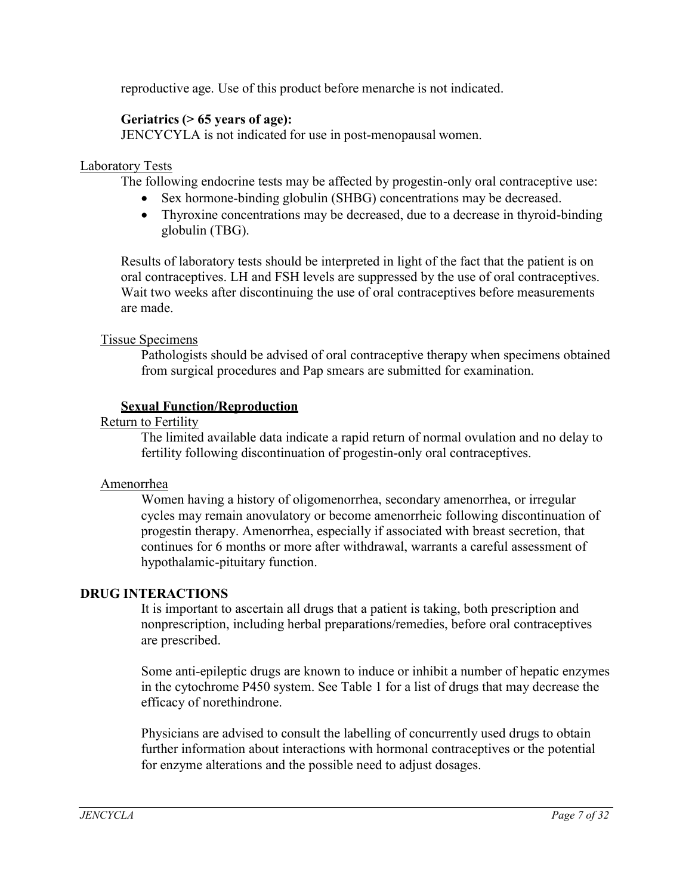reproductive age. Use of this product before menarche is not indicated.

**Geriatrics (> 65 years of age):**
JENCYCYLA is not indicated for use in post-menopausal women.

Laboratory Tests

The following endocrine tests may be affected by progestin-only oral contraceptive use:

- Sex hormone-binding globulin (SHBG) concentrations may be decreased.
- Thyroxine concentrations may be decreased, due to a decrease in thyroid-binding globulin (TBG).

Results of laboratory tests should be interpreted in light of the fact that the patient is on oral contraceptives. LH and FSH levels are suppressed by the use of oral contraceptives. Wait two weeks after discontinuing the use of oral contraceptives before measurements are made.

Tissue Specimens

Pathologists should be advised of oral contraceptive therapy when specimens obtained from surgical procedures and Pap smears are submitted for examination.

**Sexual Function/Reproduction**

Return to Fertility

The limited available data indicate a rapid return of normal ovulation and no delay to fertility following discontinuation of progestin-only oral contraceptives.

Amenorrhea

Women having a history of oligomenorrhea, secondary amenorrhea, or irregular cycles may remain anovulatory or become amenorrheic following discontinuation of progestin therapy. Amenorrhea, especially if associated with breast secretion, that continues for 6 months or more after withdrawal, warrants a careful assessment of hypothalamic-pituitary function.

## DRUG INTERACTIONS

It is important to ascertain all drugs that a patient is taking, both prescription and nonprescription, including herbal preparations/remedies, before oral contraceptives are prescribed.

Some anti-epileptic drugs are known to induce or inhibit a number of hepatic enzymes in the cytochrome P450 system. See Table 1 for a list of drugs that may decrease the efficacy of norethindrone.

Physicians are advised to consult the labelling of concurrently used drugs to obtain further information about interactions with hormonal contraceptives or the potential for enzyme alterations and the possible need to adjust dosages.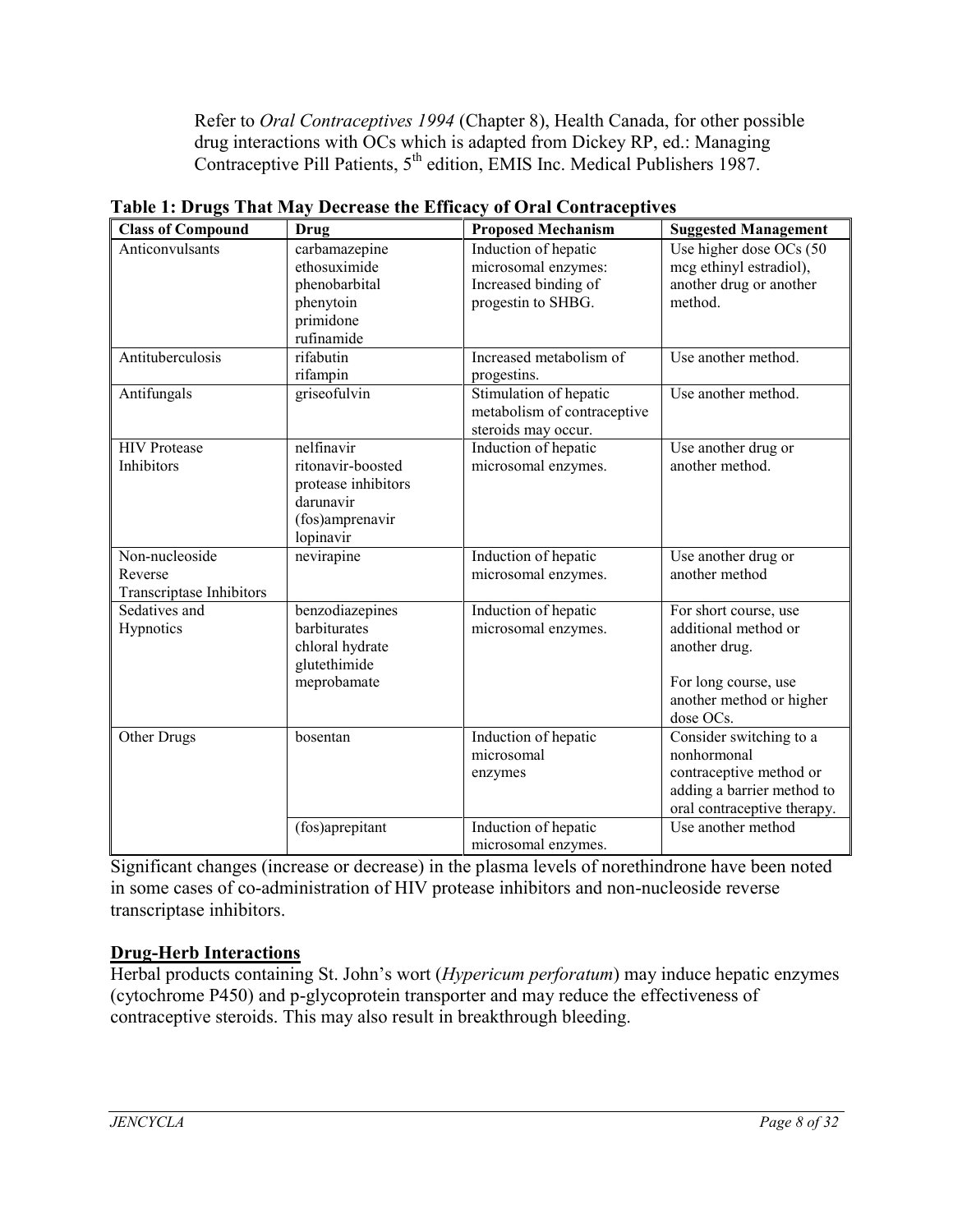Refer to *Oral Contraceptives 1994* (Chapter 8), Health Canada, for other possible drug interactions with OCs which is adapted from Dickey RP, ed.: Managing Contraceptive Pill Patients, 5th edition, EMIS Inc. Medical Publishers 1987.

**Table 1: Drugs That May Decrease the Efficacy of Oral Contraceptives**

| Class of Compound | Drug | Proposed Mechanism | Suggested Management |
|---|---|---|---|
| Anticonvulsants | carbamazepine<br>ethosuximide<br>phenobarbital<br>phenytoin<br>primidone<br>rufinamide | Induction of hepatic microsomal enzymes: Increased binding of progestin to SHBG. | Use higher dose OCs (50 mcg ethinyl estradiol), another drug or another method. |
| Antituberculosis | rifabutin<br>rifampin | Increased metabolism of progestins. | Use another method. |
| Antifungals | griseofulvin | Stimulation of hepatic metabolism of contraceptive steroids may occur. | Use another method. |
| HIV Protease Inhibitors | nelfinavir<br>ritonavir-boosted protease inhibitors<br>darunavir<br>(fos)amprenavir<br>lopinavir | Induction of hepatic microsomal enzymes. | Use another drug or another method. |
| Non-nucleoside Reverse Transcriptase Inhibitors | nevirapine | Induction of hepatic microsomal enzymes. | Use another drug or another method |
| Sedatives and Hypnotics | benzodiazepines<br>barbiturates<br>chloral hydrate<br>glutethimide<br>meprobamate | Induction of hepatic microsomal enzymes. | For short course, use additional method or another drug.<br><br>For long course, use another method or higher dose OCs. |
| Other Drugs | bosentan | Induction of hepatic microsomal enzymes | Consider switching to a nonhormonal contraceptive method or adding a barrier method to oral contraceptive therapy. |
| | (fos)aprepitant | Induction of hepatic microsomal enzymes. | Use another method |

Significant changes (increase or decrease) in the plasma levels of norethindrone have been noted in some cases of co-administration of HIV protease inhibitors and non-nucleoside reverse transcriptase inhibitors.

## Drug-Herb Interactions

Herbal products containing St. John's wort (*Hypericum perforatum*) may induce hepatic enzymes (cytochrome P450) and p-glycoprotein transporter and may reduce the effectiveness of contraceptive steroids. This may also result in breakthrough bleeding.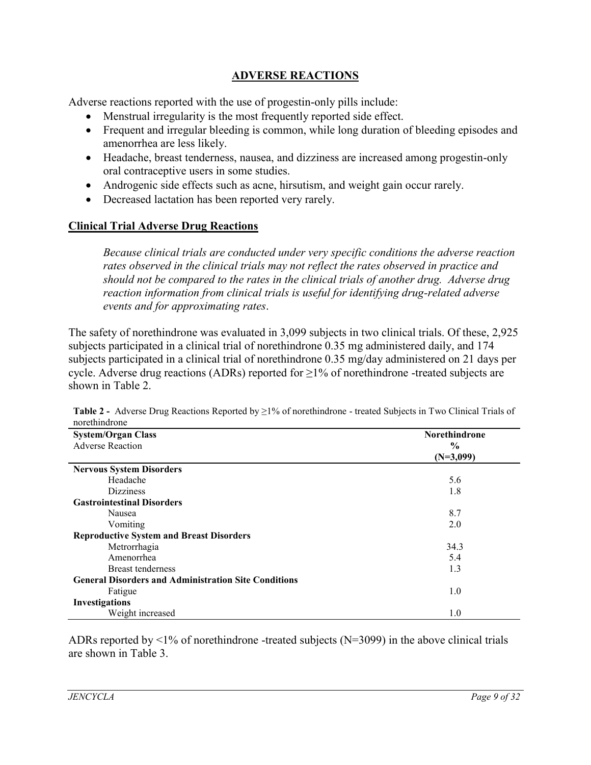## ADVERSE REACTIONS

Adverse reactions reported with the use of progestin-only pills include:

- Menstrual irregularity is the most frequently reported side effect.
- Frequent and irregular bleeding is common, while long duration of bleeding episodes and amenorrhea are less likely.
- Headache, breast tenderness, nausea, and dizziness are increased among progestin-only oral contraceptive users in some studies.
- Androgenic side effects such as acne, hirsutism, and weight gain occur rarely.
- Decreased lactation has been reported very rarely.

### Clinical Trial Adverse Drug Reactions

*Because clinical trials are conducted under very specific conditions the adverse reaction rates observed in the clinical trials may not reflect the rates observed in practice and should not be compared to the rates in the clinical trials of another drug. Adverse drug reaction information from clinical trials is useful for identifying drug-related adverse events and for approximating rates*.

The safety of norethindrone was evaluated in 3,099 subjects in two clinical trials. Of these, 2,925 subjects participated in a clinical trial of norethindrone 0.35 mg administered daily, and 174 subjects participated in a clinical trial of norethindrone 0.35 mg/day administered on 21 days per cycle. Adverse drug reactions (ADRs) reported for ≥1% of norethindrone -treated subjects are shown in Table 2.

**Table 2 -** Adverse Drug Reactions Reported by ≥1% of norethindrone - treated Subjects in Two Clinical Trials of norethindrone

| **System/Organ Class**<br>Adverse Reaction | **Norethindrone**<br>**%**<br>**(N=3,099)** |
|---|---|
| **Nervous System Disorders** | |
| Headache | 5.6 |
| Dizziness | 1.8 |
| **Gastrointestinal Disorders** | |
| Nausea | 8.7 |
| Vomiting | 2.0 |
| **Reproductive System and Breast Disorders** | |
| Metrorrhagia | 34.3 |
| Amenorrhea | 5.4 |
| Breast tenderness | 1.3 |
| **General Disorders and Administration Site Conditions** | |
| Fatigue | 1.0 |
| **Investigations** | |
| Weight increased | 1.0 |

ADRs reported by <1% of norethindrone -treated subjects (N=3099) in the above clinical trials are shown in Table 3.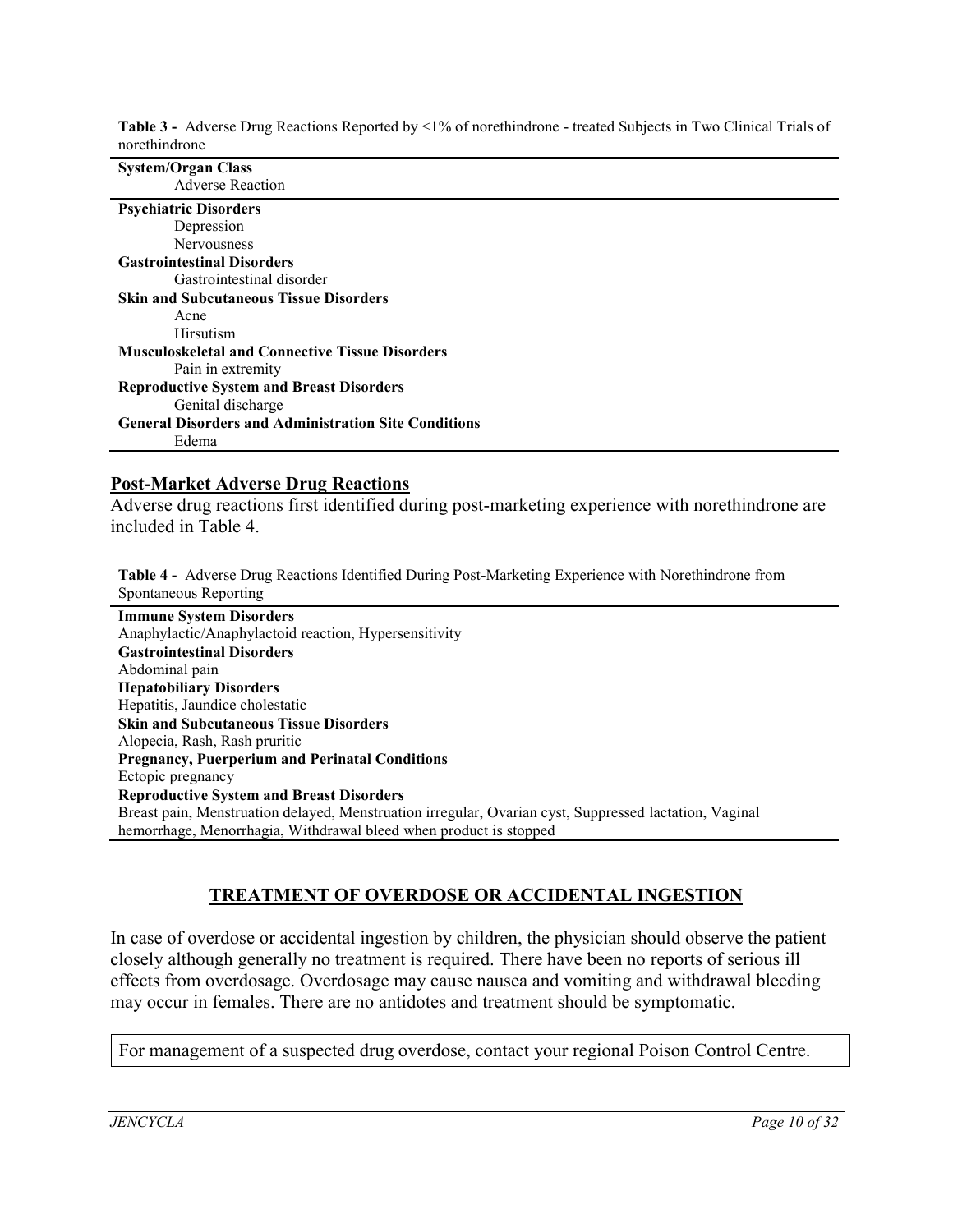**Table 3 -** Adverse Drug Reactions Reported by <1% of norethindrone - treated Subjects in Two Clinical Trials of norethindrone

| System/Organ Class<br>Adverse Reaction |
|---|
| **Psychiatric Disorders** |
| Depression |
| Nervousness |
| **Gastrointestinal Disorders** |
| Gastrointestinal disorder |
| **Skin and Subcutaneous Tissue Disorders** |
| Acne |
| Hirsutism |
| **Musculoskeletal and Connective Tissue Disorders** |
| Pain in extremity |
| **Reproductive System and Breast Disorders** |
| Genital discharge |
| **General Disorders and Administration Site Conditions** |
| Edema |

## Post-Market Adverse Drug Reactions

Adverse drug reactions first identified during post-marketing experience with norethindrone are included in Table 4.

**Table 4 -** Adverse Drug Reactions Identified During Post-Marketing Experience with Norethindrone from Spontaneous Reporting

| **Immune System Disorders** |
|---|
| Anaphylactic/Anaphylactoid reaction, Hypersensitivity |
| **Gastrointestinal Disorders** |
| Abdominal pain |
| **Hepatobiliary Disorders** |
| Hepatitis, Jaundice cholestatic |
| **Skin and Subcutaneous Tissue Disorders** |
| Alopecia, Rash, Rash pruritic |
| **Pregnancy, Puerperium and Perinatal Conditions** |
| Ectopic pregnancy |
| **Reproductive System and Breast Disorders** |
| Breast pain, Menstruation delayed, Menstruation irregular, Ovarian cyst, Suppressed lactation, Vaginal hemorrhage, Menorrhagia, Withdrawal bleed when product is stopped |

## TREATMENT OF OVERDOSE OR ACCIDENTAL INGESTION

In case of overdose or accidental ingestion by children, the physician should observe the patient closely although generally no treatment is required. There have been no reports of serious ill effects from overdosage. Overdosage may cause nausea and vomiting and withdrawal bleeding may occur in females. There are no antidotes and treatment should be symptomatic.

For management of a suspected drug overdose, contact your regional Poison Control Centre.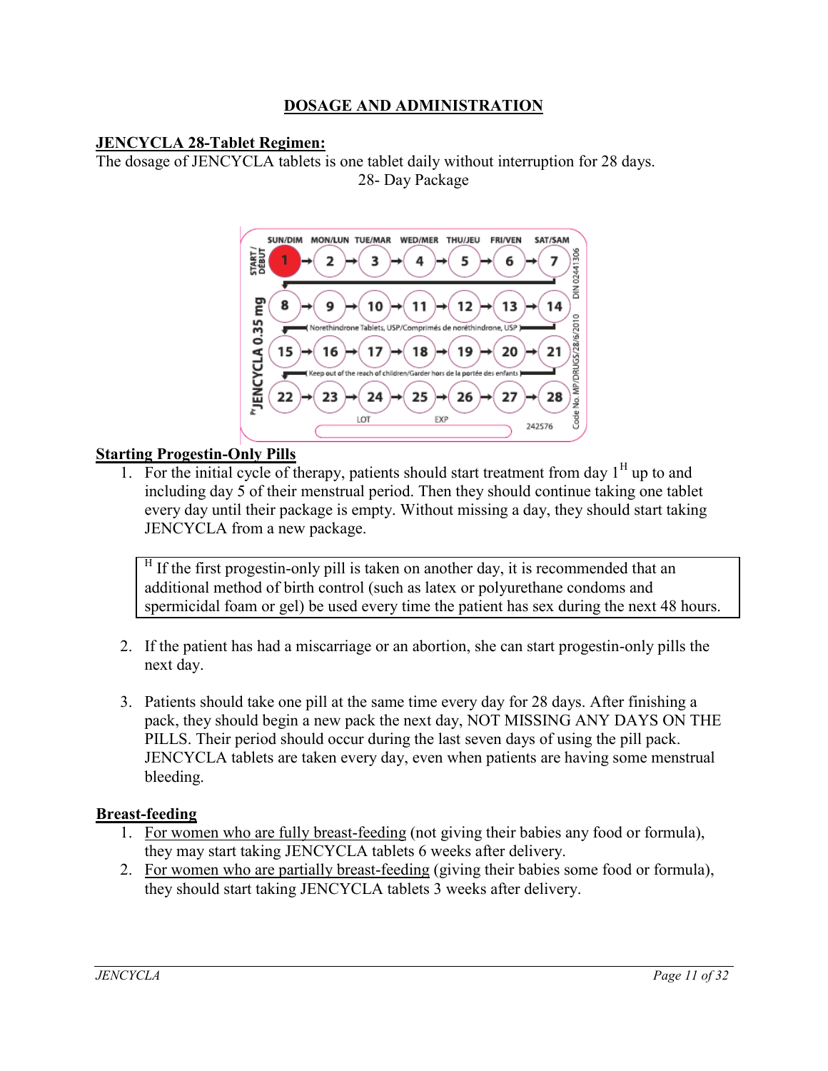## DOSAGE AND ADMINISTRATION

**JENCYCLA 28-Tablet Regimen:**

The dosage of JENCYCLA tablets is one tablet daily without interruption for 28 days.

28- Day Package

**Starting Progestin-Only Pills**

1. For the initial cycle of therapy, patients should start treatment from day 1[H] up to and including day 5 of their menstrual period. Then they should continue taking one tablet every day until their package is empty. Without missing a day, they should start taking JENCYCLA from a new package.

> [H] If the first progestin-only pill is taken on another day, it is recommended that an additional method of birth control (such as latex or polyurethane condoms and spermicidal foam or gel) be used every time the patient has sex during the next 48 hours.

2. If the patient has had a miscarriage or an abortion, she can start progestin-only pills the next day.

3. Patients should take one pill at the same time every day for 28 days. After finishing a pack, they should begin a new pack the next day, NOT MISSING ANY DAYS ON THE PILLS. Their period should occur during the last seven days of using the pill pack. JENCYCLA tablets are taken every day, even when patients are having some menstrual bleeding.

**Breast-feeding**

1. For women who are fully breast-feeding (not giving their babies any food or formula), they may start taking JENCYCLA tablets 6 weeks after delivery.
2. For women who are partially breast-feeding (giving their babies some food or formula), they should start taking JENCYCLA tablets 3 weeks after delivery.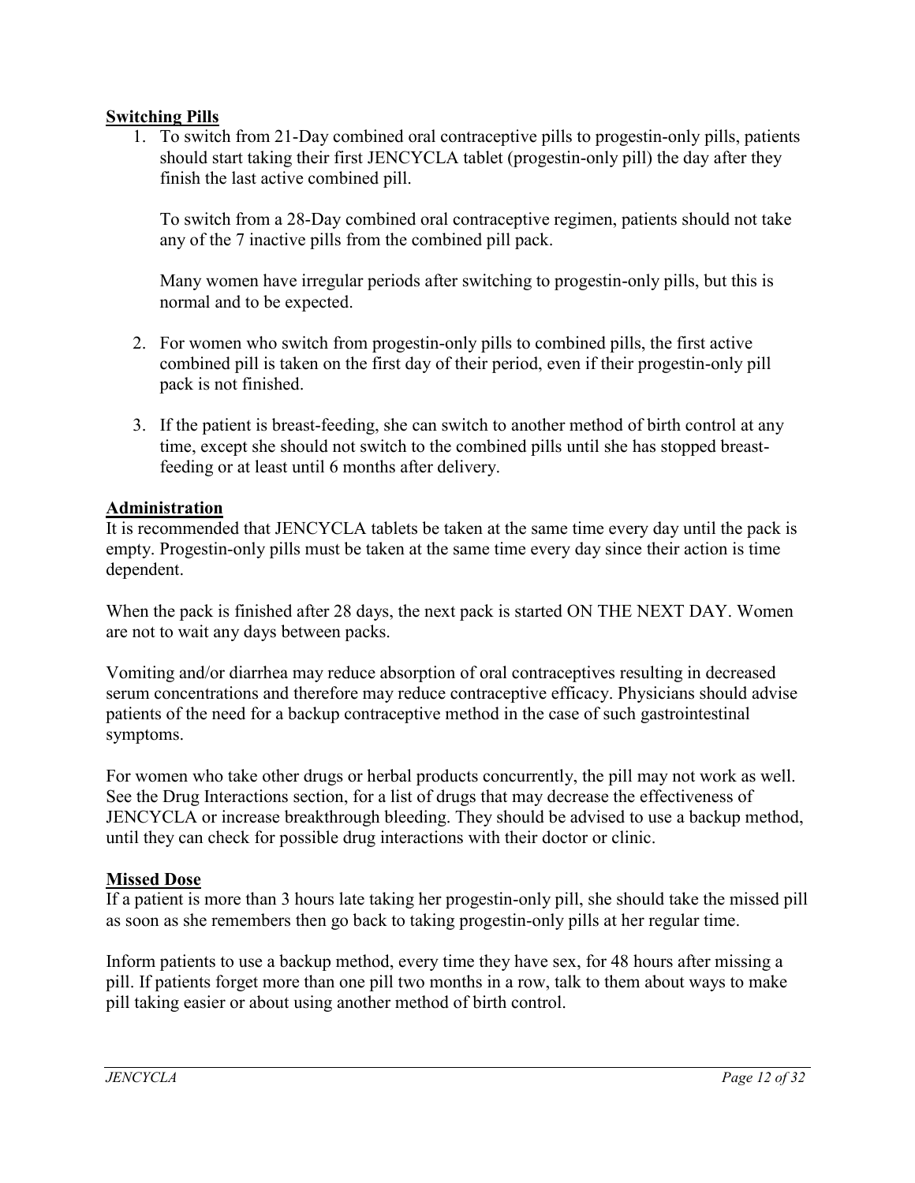**Switching Pills**

1. To switch from 21-Day combined oral contraceptive pills to progestin-only pills, patients should start taking their first JENCYCLA tablet (progestin-only pill) the day after they finish the last active combined pill.

   To switch from a 28-Day combined oral contraceptive regimen, patients should not take any of the 7 inactive pills from the combined pill pack.

   Many women have irregular periods after switching to progestin-only pills, but this is normal and to be expected.

2. For women who switch from progestin-only pills to combined pills, the first active combined pill is taken on the first day of their period, even if their progestin-only pill pack is not finished.

3. If the patient is breast-feeding, she can switch to another method of birth control at any time, except she should not switch to the combined pills until she has stopped breast-feeding or at least until 6 months after delivery.

**Administration**

It is recommended that JENCYCLA tablets be taken at the same time every day until the pack is empty. Progestin-only pills must be taken at the same time every day since their action is time dependent.

When the pack is finished after 28 days, the next pack is started ON THE NEXT DAY. Women are not to wait any days between packs.

Vomiting and/or diarrhea may reduce absorption of oral contraceptives resulting in decreased serum concentrations and therefore may reduce contraceptive efficacy. Physicians should advise patients of the need for a backup contraceptive method in the case of such gastrointestinal symptoms.

For women who take other drugs or herbal products concurrently, the pill may not work as well. See the Drug Interactions section, for a list of drugs that may decrease the effectiveness of JENCYCLA or increase breakthrough bleeding. They should be advised to use a backup method, until they can check for possible drug interactions with their doctor or clinic.

**Missed Dose**

If a patient is more than 3 hours late taking her progestin-only pill, she should take the missed pill as soon as she remembers then go back to taking progestin-only pills at her regular time.

Inform patients to use a backup method, every time they have sex, for 48 hours after missing a pill. If patients forget more than one pill two months in a row, talk to them about ways to make pill taking easier or about using another method of birth control.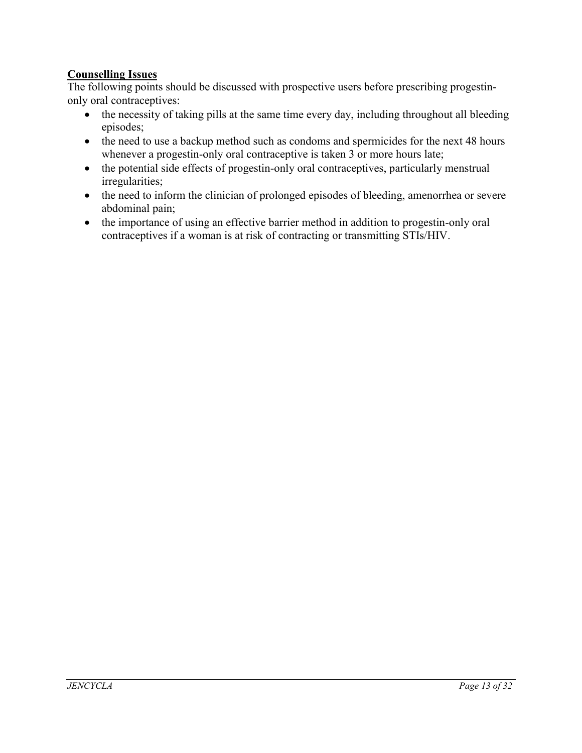**Counselling Issues**

The following points should be discussed with prospective users before prescribing progestin-only oral contraceptives:

- the necessity of taking pills at the same time every day, including throughout all bleeding episodes;
- the need to use a backup method such as condoms and spermicides for the next 48 hours whenever a progestin-only oral contraceptive is taken 3 or more hours late;
- the potential side effects of progestin-only oral contraceptives, particularly menstrual irregularities;
- the need to inform the clinician of prolonged episodes of bleeding, amenorrhea or severe abdominal pain;
- the importance of using an effective barrier method in addition to progestin-only oral contraceptives if a woman is at risk of contracting or transmitting STIs/HIV.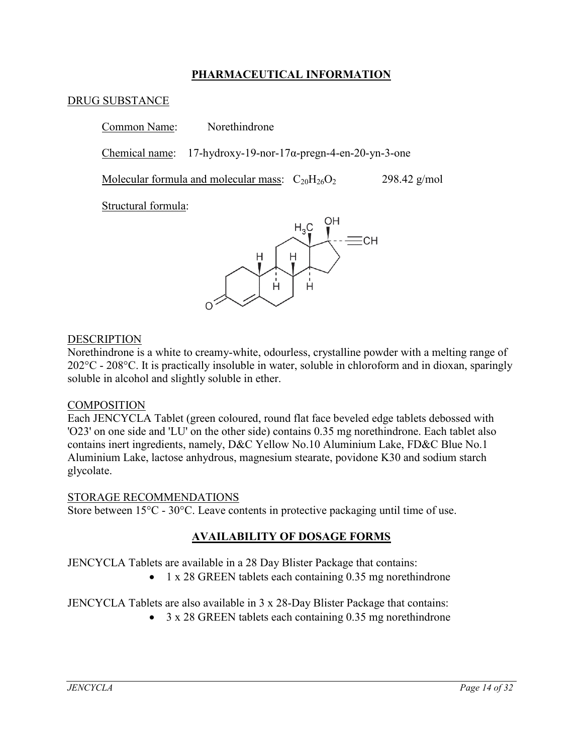## PHARMACEUTICAL INFORMATION

### DRUG SUBSTANCE

Common Name: Norethindrone

Chemical name: 17-hydroxy-19-nor-17α-pregn-4-en-20-yn-3-one

Molecular formula and molecular mass: $C_{20}H_{26}O_2$ 298.42 g/mol

Structural formula:

### DESCRIPTION

Norethindrone is a white to creamy-white, odourless, crystalline powder with a melting range of 202°C - 208°C. It is practically insoluble in water, soluble in chloroform and in dioxan, sparingly soluble in alcohol and slightly soluble in ether.

### COMPOSITION

Each JENCYCLA Tablet (green coloured, round flat face beveled edge tablets debossed with 'O23' on one side and 'LU' on the other side) contains 0.35 mg norethindrone. Each tablet also contains inert ingredients, namely, D&C Yellow No.10 Aluminium Lake, FD&C Blue No.1 Aluminium Lake, lactose anhydrous, magnesium stearate, povidone K30 and sodium starch glycolate.

### STORAGE RECOMMENDATIONS

Store between 15°C - 30°C. Leave contents in protective packaging until time of use.

## AVAILABILITY OF DOSAGE FORMS

JENCYCLA Tablets are available in a 28 Day Blister Package that contains:

- 1 x 28 GREEN tablets each containing 0.35 mg norethindrone

JENCYCLA Tablets are also available in 3 x 28-Day Blister Package that contains:

- 3 x 28 GREEN tablets each containing 0.35 mg norethindrone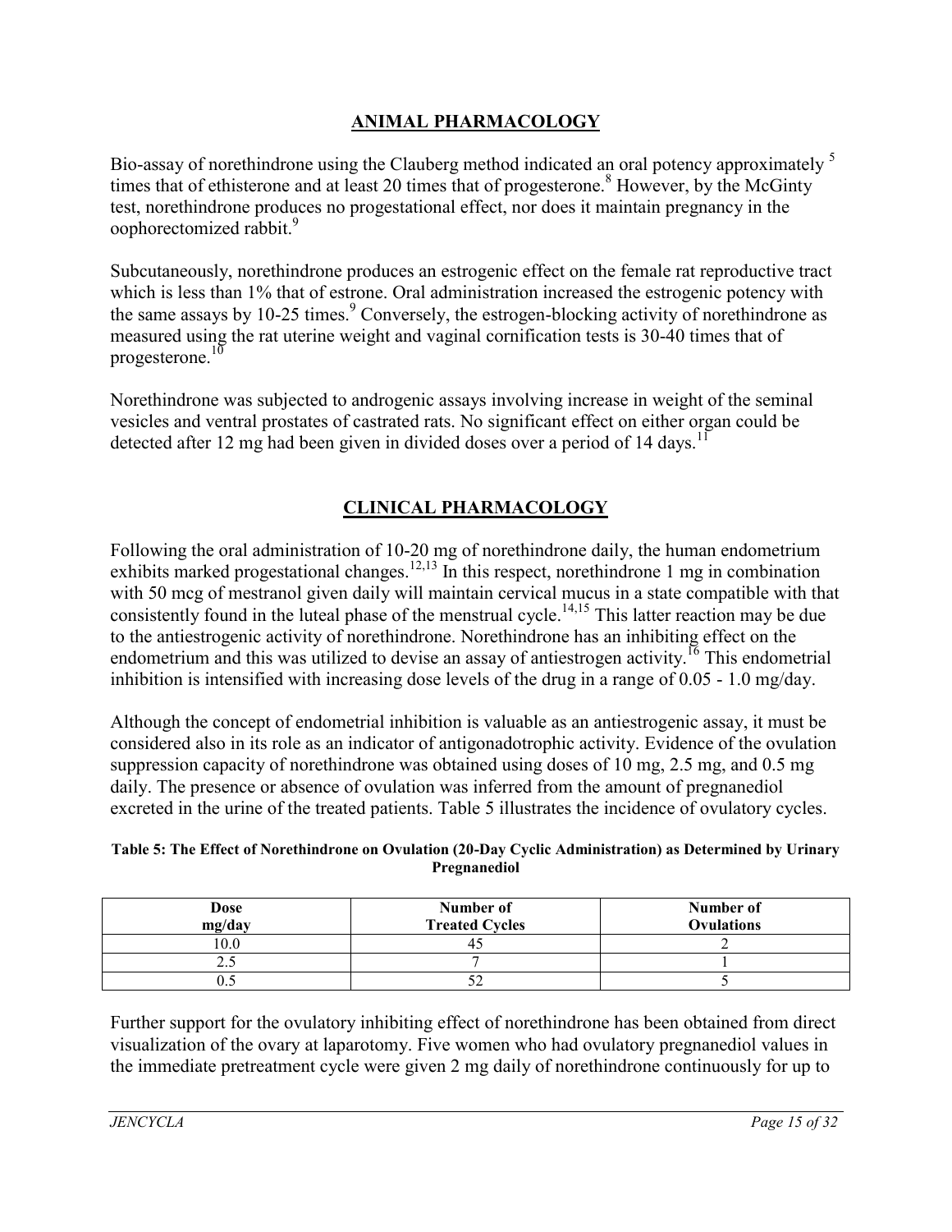## ANIMAL PHARMACOLOGY

Bio-assay of norethindrone using the Clauberg method indicated an oral potency approximately [5] times that of ethisterone and at least 20 times that of progesterone.[8] However, by the McGinty test, norethindrone produces no progestational effect, nor does it maintain pregnancy in the oophorectomized rabbit.[9]

Subcutaneously, norethindrone produces an estrogenic effect on the female rat reproductive tract which is less than 1% that of estrone. Oral administration increased the estrogenic potency with the same assays by 10-25 times.[9] Conversely, the estrogen-blocking activity of norethindrone as measured using the rat uterine weight and vaginal cornification tests is 30-40 times that of progesterone.[10]

Norethindrone was subjected to androgenic assays involving increase in weight of the seminal vesicles and ventral prostates of castrated rats. No significant effect on either organ could be detected after 12 mg had been given in divided doses over a period of 14 days.[11]

## CLINICAL PHARMACOLOGY

Following the oral administration of 10-20 mg of norethindrone daily, the human endometrium exhibits marked progestational changes.[12,13] In this respect, norethindrone 1 mg in combination with 50 mcg of mestranol given daily will maintain cervical mucus in a state compatible with that consistently found in the luteal phase of the menstrual cycle.[14,15] This latter reaction may be due to the antiestrogenic activity of norethindrone. Norethindrone has an inhibiting effect on the endometrium and this was utilized to devise an assay of antiestrogen activity.[16] This endometrial inhibition is intensified with increasing dose levels of the drug in a range of 0.05 - 1.0 mg/day.

Although the concept of endometrial inhibition is valuable as an antiestrogenic assay, it must be considered also in its role as an indicator of antigonadotrophic activity. Evidence of the ovulation suppression capacity of norethindrone was obtained using doses of 10 mg, 2.5 mg, and 0.5 mg daily. The presence or absence of ovulation was inferred from the amount of pregnanediol excreted in the urine of the treated patients. Table 5 illustrates the incidence of ovulatory cycles.

**Table 5: The Effect of Norethindrone on Ovulation (20-Day Cyclic Administration) as Determined by Urinary Pregnanediol**

| Dose mg/day | Number of Treated Cycles | Number of Ovulations |
|---|---|---|
| 10.0 | 45 | 2 |
| 2.5 | 7 | 1 |
| 0.5 | 52 | 5 |

Further support for the ovulatory inhibiting effect of norethindrone has been obtained from direct visualization of the ovary at laparotomy. Five women who had ovulatory pregnanediol values in the immediate pretreatment cycle were given 2 mg daily of norethindrone continuously for up to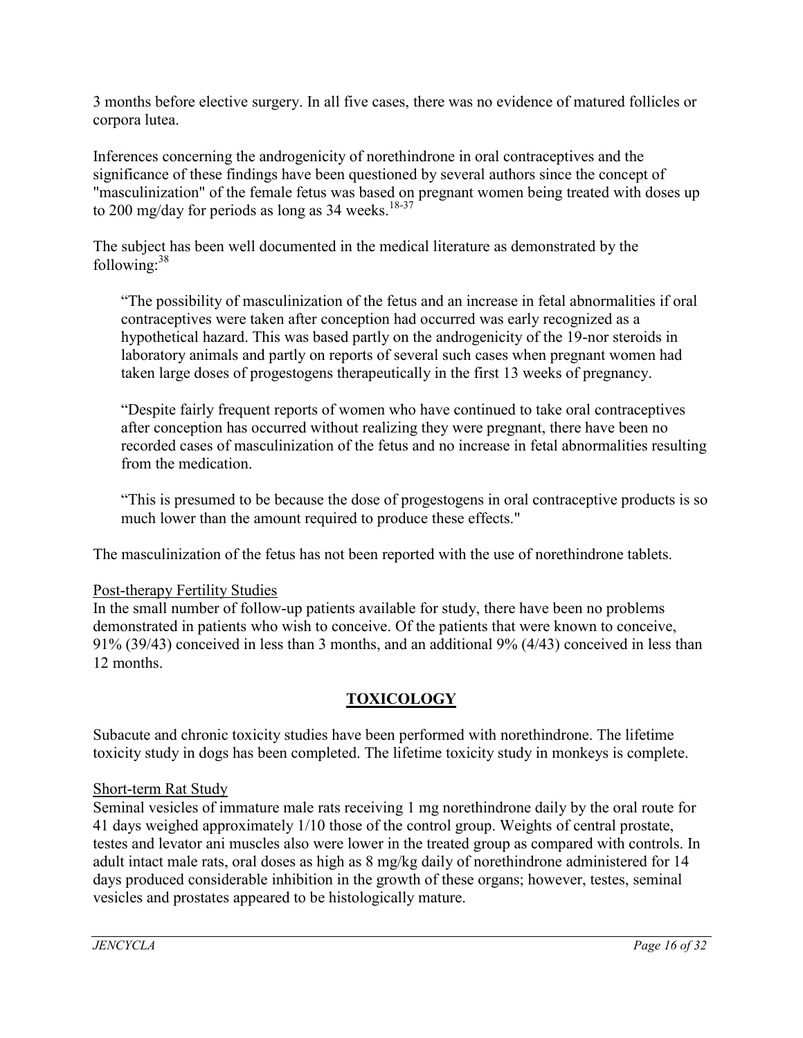3 months before elective surgery. In all five cases, there was no evidence of matured follicles or corpora lutea.

Inferences concerning the androgenicity of norethindrone in oral contraceptives and the significance of these findings have been questioned by several authors since the concept of "masculinization" of the female fetus was based on pregnant women being treated with doses up to 200 mg/day for periods as long as 34 weeks.[18-37]

The subject has been well documented in the medical literature as demonstrated by the following:[38]

> "The possibility of masculinization of the fetus and an increase in fetal abnormalities if oral contraceptives were taken after conception had occurred was early recognized as a hypothetical hazard. This was based partly on the androgenicity of the 19-nor steroids in laboratory animals and partly on reports of several such cases when pregnant women had taken large doses of progestogens therapeutically in the first 13 weeks of pregnancy.
>
> "Despite fairly frequent reports of women who have continued to take oral contraceptives after conception has occurred without realizing they were pregnant, there have been no recorded cases of masculinization of the fetus and no increase in fetal abnormalities resulting from the medication.
>
> "This is presumed to be because the dose of progestogens in oral contraceptive products is so much lower than the amount required to produce these effects."

The masculinization of the fetus has not been reported with the use of norethindrone tablets.

Post-therapy Fertility Studies

In the small number of follow-up patients available for study, there have been no problems demonstrated in patients who wish to conceive. Of the patients that were known to conceive, 91% (39/43) conceived in less than 3 months, and an additional 9% (4/43) conceived in less than 12 months.

## TOXICOLOGY

Subacute and chronic toxicity studies have been performed with norethindrone. The lifetime toxicity study in dogs has been completed. The lifetime toxicity study in monkeys is complete.

Short-term Rat Study

Seminal vesicles of immature male rats receiving 1 mg norethindrone daily by the oral route for 41 days weighed approximately 1/10 those of the control group. Weights of central prostate, testes and levator ani muscles also were lower in the treated group as compared with controls. In adult intact male rats, oral doses as high as 8 mg/kg daily of norethindrone administered for 14 days produced considerable inhibition in the growth of these organs; however, testes, seminal vesicles and prostates appeared to be histologically mature.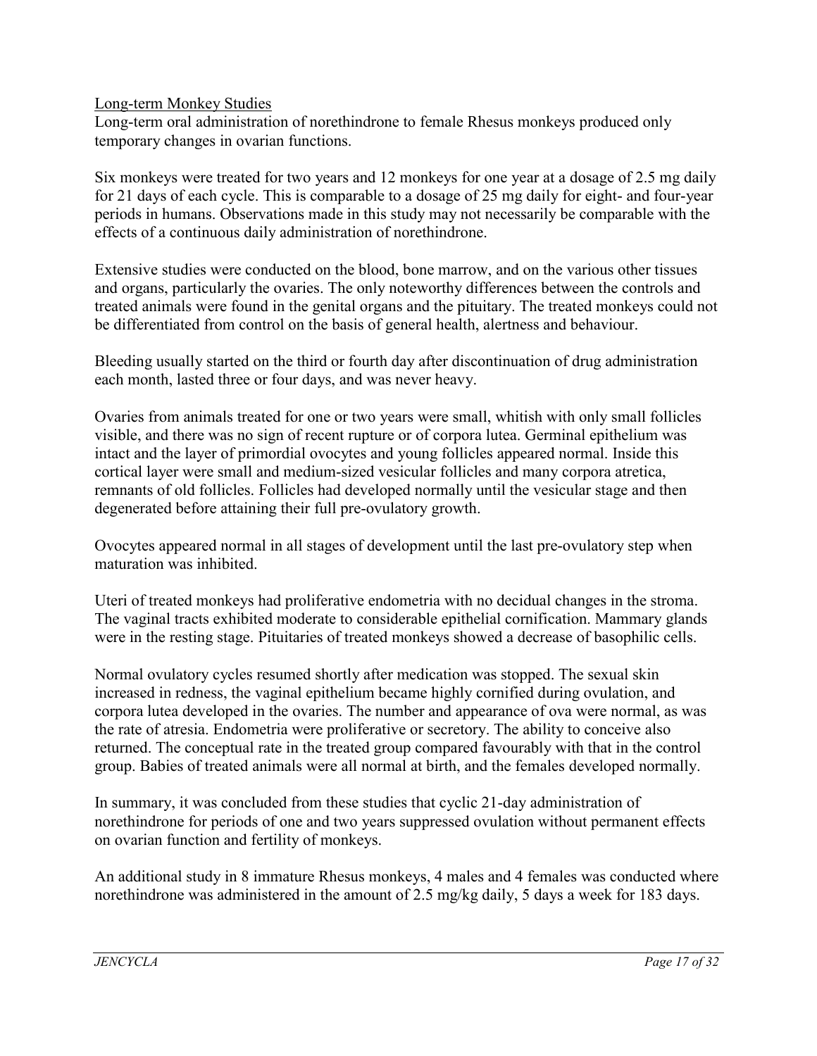<u>Long-term Monkey Studies</u>

Long-term oral administration of norethindrone to female Rhesus monkeys produced only temporary changes in ovarian functions.

Six monkeys were treated for two years and 12 monkeys for one year at a dosage of 2.5 mg daily for 21 days of each cycle. This is comparable to a dosage of 25 mg daily for eight- and four-year periods in humans. Observations made in this study may not necessarily be comparable with the effects of a continuous daily administration of norethindrone.

Extensive studies were conducted on the blood, bone marrow, and on the various other tissues and organs, particularly the ovaries. The only noteworthy differences between the controls and treated animals were found in the genital organs and the pituitary. The treated monkeys could not be differentiated from control on the basis of general health, alertness and behaviour.

Bleeding usually started on the third or fourth day after discontinuation of drug administration each month, lasted three or four days, and was never heavy.

Ovaries from animals treated for one or two years were small, whitish with only small follicles visible, and there was no sign of recent rupture or of corpora lutea. Germinal epithelium was intact and the layer of primordial ovocytes and young follicles appeared normal. Inside this cortical layer were small and medium-sized vesicular follicles and many corpora atretica, remnants of old follicles. Follicles had developed normally until the vesicular stage and then degenerated before attaining their full pre-ovulatory growth.

Ovocytes appeared normal in all stages of development until the last pre-ovulatory step when maturation was inhibited.

Uteri of treated monkeys had proliferative endometria with no decidual changes in the stroma. The vaginal tracts exhibited moderate to considerable epithelial cornification. Mammary glands were in the resting stage. Pituitaries of treated monkeys showed a decrease of basophilic cells.

Normal ovulatory cycles resumed shortly after medication was stopped. The sexual skin increased in redness, the vaginal epithelium became highly cornified during ovulation, and corpora lutea developed in the ovaries. The number and appearance of ova were normal, as was the rate of atresia. Endometria were proliferative or secretory. The ability to conceive also returned. The conceptual rate in the treated group compared favourably with that in the control group. Babies of treated animals were all normal at birth, and the females developed normally.

In summary, it was concluded from these studies that cyclic 21-day administration of norethindrone for periods of one and two years suppressed ovulation without permanent effects on ovarian function and fertility of monkeys.

An additional study in 8 immature Rhesus monkeys, 4 males and 4 females was conducted where norethindrone was administered in the amount of 2.5 mg/kg daily, 5 days a week for 183 days.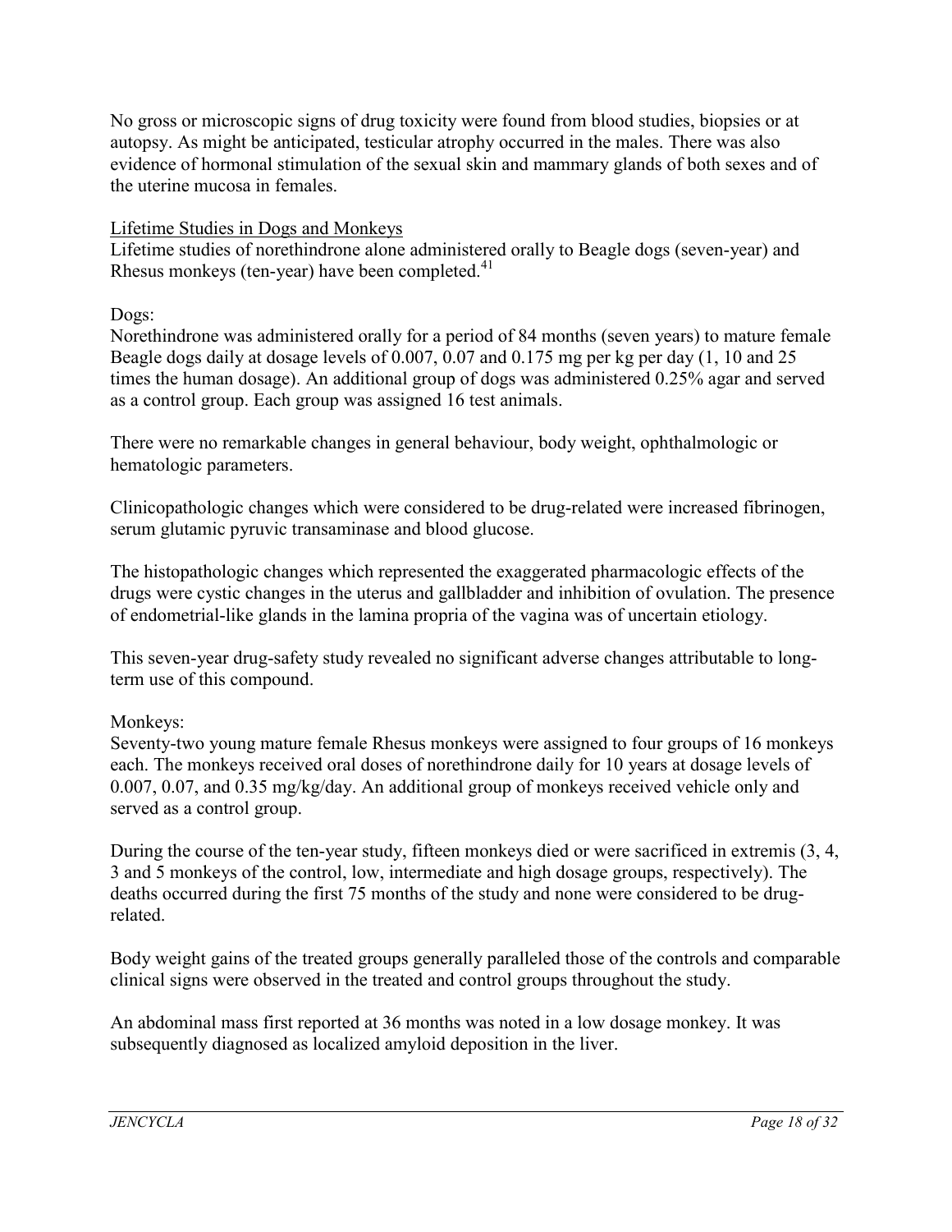No gross or microscopic signs of drug toxicity were found from blood studies, biopsies or at autopsy. As might be anticipated, testicular atrophy occurred in the males. There was also evidence of hormonal stimulation of the sexual skin and mammary glands of both sexes and of the uterine mucosa in females.

Lifetime Studies in Dogs and Monkeys

Lifetime studies of norethindrone alone administered orally to Beagle dogs (seven-year) and Rhesus monkeys (ten-year) have been completed.[41]

Dogs:

Norethindrone was administered orally for a period of 84 months (seven years) to mature female Beagle dogs daily at dosage levels of 0.007, 0.07 and 0.175 mg per kg per day (1, 10 and 25 times the human dosage). An additional group of dogs was administered 0.25% agar and served as a control group. Each group was assigned 16 test animals.

There were no remarkable changes in general behaviour, body weight, ophthalmologic or hematologic parameters.

Clinicopathologic changes which were considered to be drug-related were increased fibrinogen, serum glutamic pyruvic transaminase and blood glucose.

The histopathologic changes which represented the exaggerated pharmacologic effects of the drugs were cystic changes in the uterus and gallbladder and inhibition of ovulation. The presence of endometrial-like glands in the lamina propria of the vagina was of uncertain etiology.

This seven-year drug-safety study revealed no significant adverse changes attributable to long-term use of this compound.

Monkeys:

Seventy-two young mature female Rhesus monkeys were assigned to four groups of 16 monkeys each. The monkeys received oral doses of norethindrone daily for 10 years at dosage levels of 0.007, 0.07, and 0.35 mg/kg/day. An additional group of monkeys received vehicle only and served as a control group.

During the course of the ten-year study, fifteen monkeys died or were sacrificed in extremis (3, 4, 3 and 5 monkeys of the control, low, intermediate and high dosage groups, respectively). The deaths occurred during the first 75 months of the study and none were considered to be drug-related.

Body weight gains of the treated groups generally paralleled those of the controls and comparable clinical signs were observed in the treated and control groups throughout the study.

An abdominal mass first reported at 36 months was noted in a low dosage monkey. It was subsequently diagnosed as localized amyloid deposition in the liver.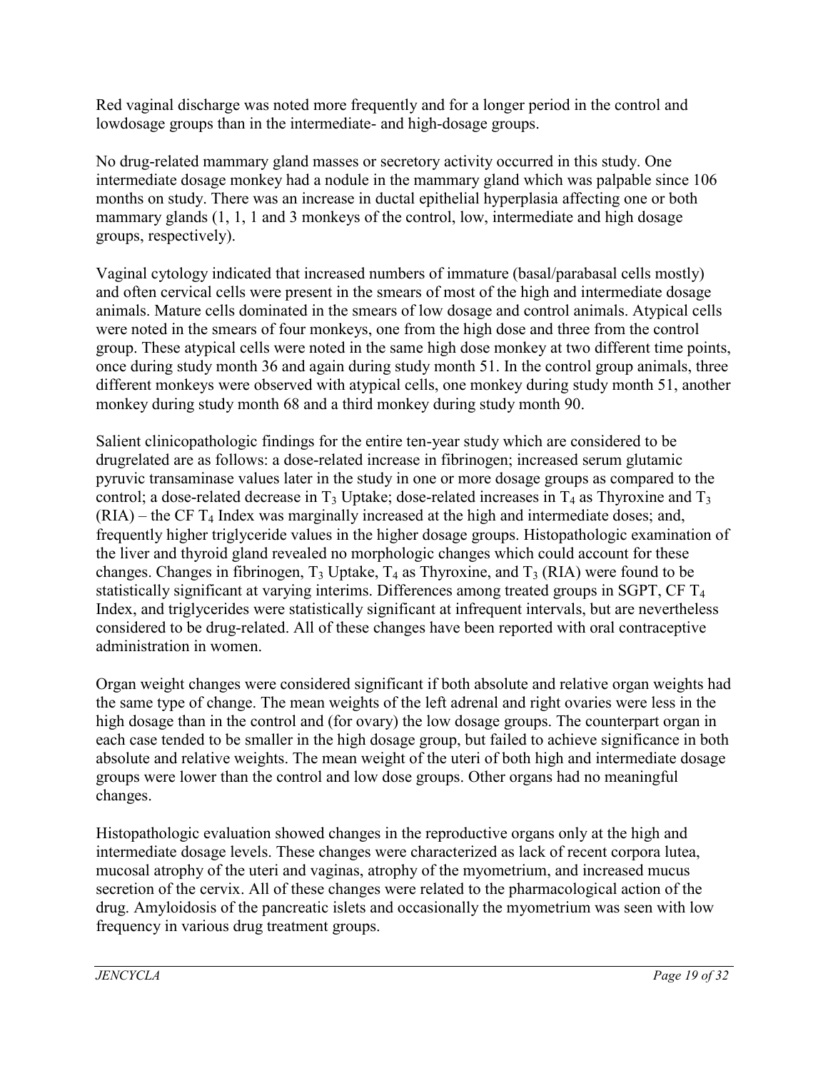Red vaginal discharge was noted more frequently and for a longer period in the control and lowdosage groups than in the intermediate- and high-dosage groups.

No drug-related mammary gland masses or secretory activity occurred in this study. One intermediate dosage monkey had a nodule in the mammary gland which was palpable since 106 months on study. There was an increase in ductal epithelial hyperplasia affecting one or both mammary glands (1, 1, 1 and 3 monkeys of the control, low, intermediate and high dosage groups, respectively).

Vaginal cytology indicated that increased numbers of immature (basal/parabasal cells mostly) and often cervical cells were present in the smears of most of the high and intermediate dosage animals. Mature cells dominated in the smears of low dosage and control animals. Atypical cells were noted in the smears of four monkeys, one from the high dose and three from the control group. These atypical cells were noted in the same high dose monkey at two different time points, once during study month 36 and again during study month 51. In the control group animals, three different monkeys were observed with atypical cells, one monkey during study month 51, another monkey during study month 68 and a third monkey during study month 90.

Salient clinicopathologic findings for the entire ten-year study which are considered to be drugrelated are as follows: a dose-related increase in fibrinogen; increased serum glutamic pyruvic transaminase values later in the study in one or more dosage groups as compared to the control; a dose-related decrease in $T_3$ Uptake; dose-related increases in $T_4$ as Thyroxine and $T_3$ (RIA) – the CF $T_4$ Index was marginally increased at the high and intermediate doses; and, frequently higher triglyceride values in the higher dosage groups. Histopathologic examination of the liver and thyroid gland revealed no morphologic changes which could account for these changes. Changes in fibrinogen, $T_3$ Uptake, $T_4$ as Thyroxine, and $T_3$ (RIA) were found to be statistically significant at varying interims. Differences among treated groups in SGPT, CF $T_4$ Index, and triglycerides were statistically significant at infrequent intervals, but are nevertheless considered to be drug-related. All of these changes have been reported with oral contraceptive administration in women.

Organ weight changes were considered significant if both absolute and relative organ weights had the same type of change. The mean weights of the left adrenal and right ovaries were less in the high dosage than in the control and (for ovary) the low dosage groups. The counterpart organ in each case tended to be smaller in the high dosage group, but failed to achieve significance in both absolute and relative weights. The mean weight of the uteri of both high and intermediate dosage groups were lower than the control and low dose groups. Other organs had no meaningful changes.

Histopathologic evaluation showed changes in the reproductive organs only at the high and intermediate dosage levels. These changes were characterized as lack of recent corpora lutea, mucosal atrophy of the uteri and vaginas, atrophy of the myometrium, and increased mucus secretion of the cervix. All of these changes were related to the pharmacological action of the drug. Amyloidosis of the pancreatic islets and occasionally the myometrium was seen with low frequency in various drug treatment groups.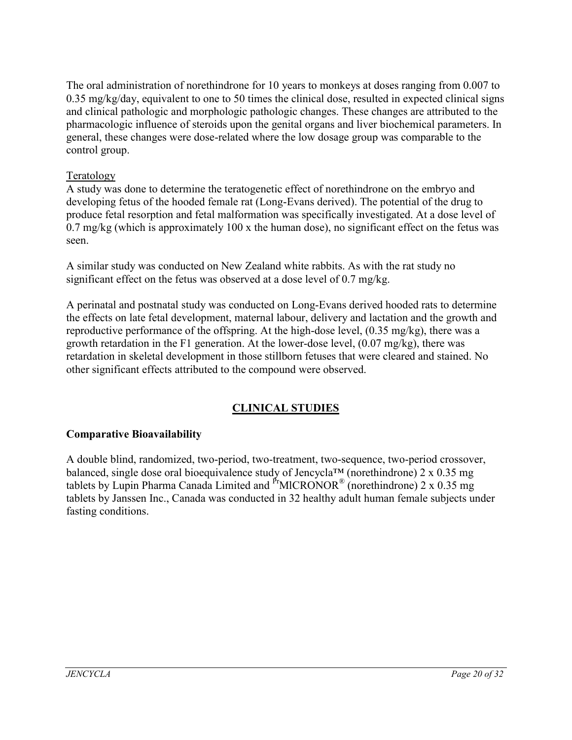The oral administration of norethindrone for 10 years to monkeys at doses ranging from 0.007 to 0.35 mg/kg/day, equivalent to one to 50 times the clinical dose, resulted in expected clinical signs and clinical pathologic and morphologic pathologic changes. These changes are attributed to the pharmacologic influence of steroids upon the genital organs and liver biochemical parameters. In general, these changes were dose-related where the low dosage group was comparable to the control group.

Teratology

A study was done to determine the teratogenetic effect of norethindrone on the embryo and developing fetus of the hooded female rat (Long-Evans derived). The potential of the drug to produce fetal resorption and fetal malformation was specifically investigated. At a dose level of 0.7 mg/kg (which is approximately 100 x the human dose), no significant effect on the fetus was seen.

A similar study was conducted on New Zealand white rabbits. As with the rat study no significant effect on the fetus was observed at a dose level of 0.7 mg/kg.

A perinatal and postnatal study was conducted on Long-Evans derived hooded rats to determine the effects on late fetal development, maternal labour, delivery and lactation and the growth and reproductive performance of the offspring. At the high-dose level, (0.35 mg/kg), there was a growth retardation in the F1 generation. At the lower-dose level, (0.07 mg/kg), there was retardation in skeletal development in those stillborn fetuses that were cleared and stained. No other significant effects attributed to the compound were observed.

## CLINICAL STUDIES

### Comparative Bioavailability

A double blind, randomized, two-period, two-treatment, two-sequence, two-period crossover, balanced, single dose oral bioequivalence study of Jencycla™ (norethindrone) 2 x 0.35 mg tablets by Lupin Pharma Canada Limited and PrMICRONOR® (norethindrone) 2 x 0.35 mg tablets by Janssen Inc., Canada was conducted in 32 healthy adult human female subjects under fasting conditions.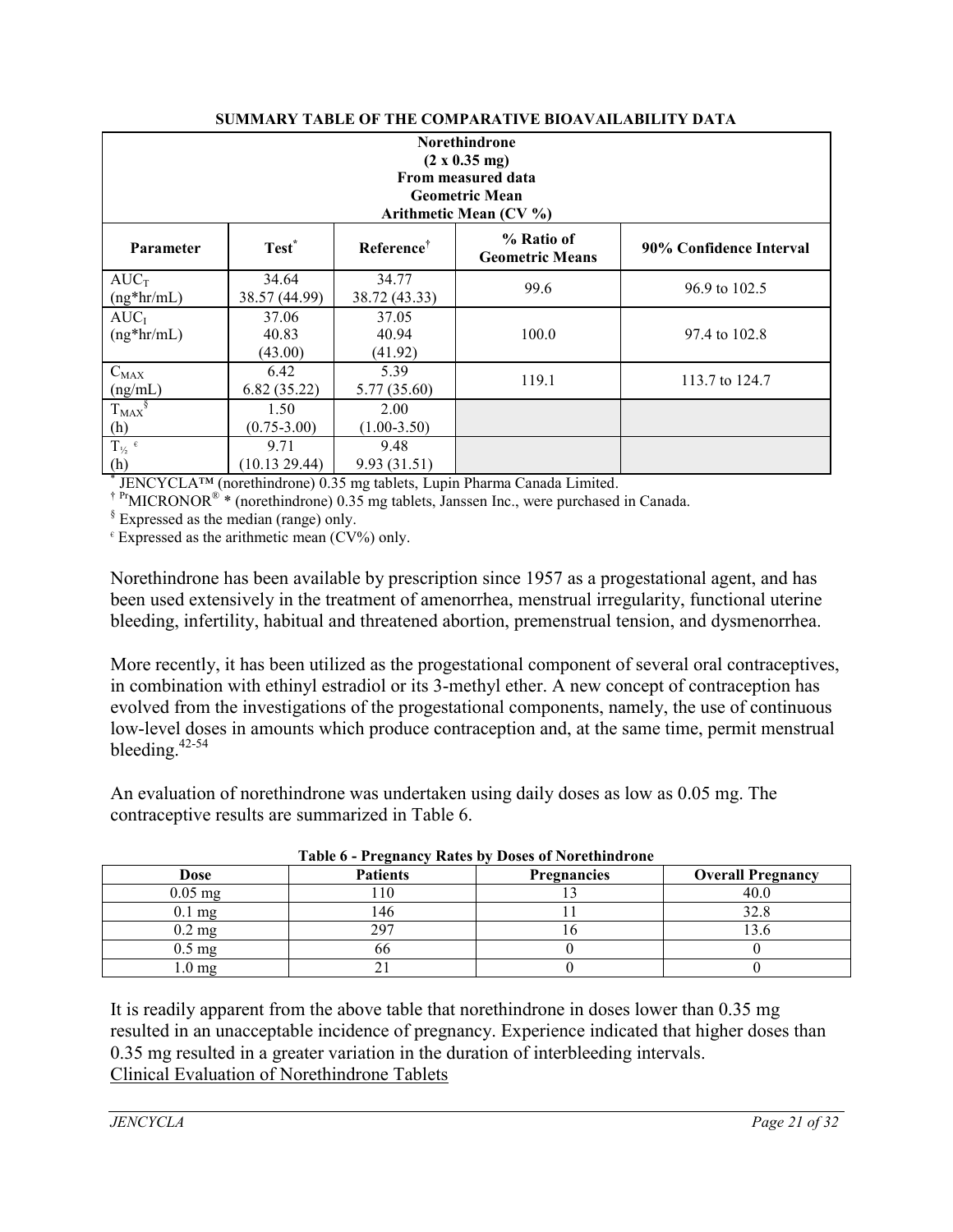**SUMMARY TABLE OF THE COMPARATIVE BIOAVAILABILITY DATA**

| Norethindrone (2 x 0.35 mg) From measured data Geometric Mean Arithmetic Mean (CV %) | | | | |
|---|---|---|---|---|
| **Parameter** | **Test*** | **Reference†** | **% Ratio of Geometric Means** | **90% Confidence Interval** |
| $AUC_T$ (ng*hr/mL) | 34.64 38.57 (44.99) | 34.77 38.72 (43.33) | 99.6 | 96.9 to 102.5 |
| $AUC_I$ (ng*hr/mL) | 37.06 40.83 (43.00) | 37.05 40.94 (41.92) | 100.0 | 97.4 to 102.8 |
| $C_{MAX}$ (ng/mL) | 6.42 6.82 (35.22) | 5.39 5.77 (35.60) | 119.1 | 113.7 to 124.7 |
| $T_{MAX}$ § (h) | 1.50 (0.75-3.00) | 2.00 (1.00-3.50) | | |
| $T_{½}$ € (h) | 9.71 (10.13 29.44) | 9.48 9.93 (31.51) | | |

* JENCYCLA™ (norethindrone) 0.35 mg tablets, Lupin Pharma Canada Limited.
† PrMICRONOR® * (norethindrone) 0.35 mg tablets, Janssen Inc., were purchased in Canada.
§ Expressed as the median (range) only.
€ Expressed as the arithmetic mean (CV%) only.

Norethindrone has been available by prescription since 1957 as a progestational agent, and has been used extensively in the treatment of amenorrhea, menstrual irregularity, functional uterine bleeding, infertility, habitual and threatened abortion, premenstrual tension, and dysmenorrhea.

More recently, it has been utilized as the progestational component of several oral contraceptives, in combination with ethinyl estradiol or its 3-methyl ether. A new concept of contraception has evolved from the investigations of the progestational components, namely, the use of continuous low-level doses in amounts which produce contraception and, at the same time, permit menstrual bleeding.[42-54]

An evaluation of norethindrone was undertaken using daily doses as low as 0.05 mg. The contraceptive results are summarized in Table 6.

**Table 6 - Pregnancy Rates by Doses of Norethindrone**

| Dose | Patients | Pregnancies | Overall Pregnancy |
|---|---|---|---|
| 0.05 mg | 110 | 13 | 40.0 |
| 0.1 mg | 146 | 11 | 32.8 |
| 0.2 mg | 297 | 16 | 13.6 |
| 0.5 mg | 66 | 0 | 0 |
| 1.0 mg | 21 | 0 | 0 |

It is readily apparent from the above table that norethindrone in doses lower than 0.35 mg resulted in an unacceptable incidence of pregnancy. Experience indicated that higher doses than 0.35 mg resulted in a greater variation in the duration of interbleeding intervals.

Clinical Evaluation of Norethindrone Tablets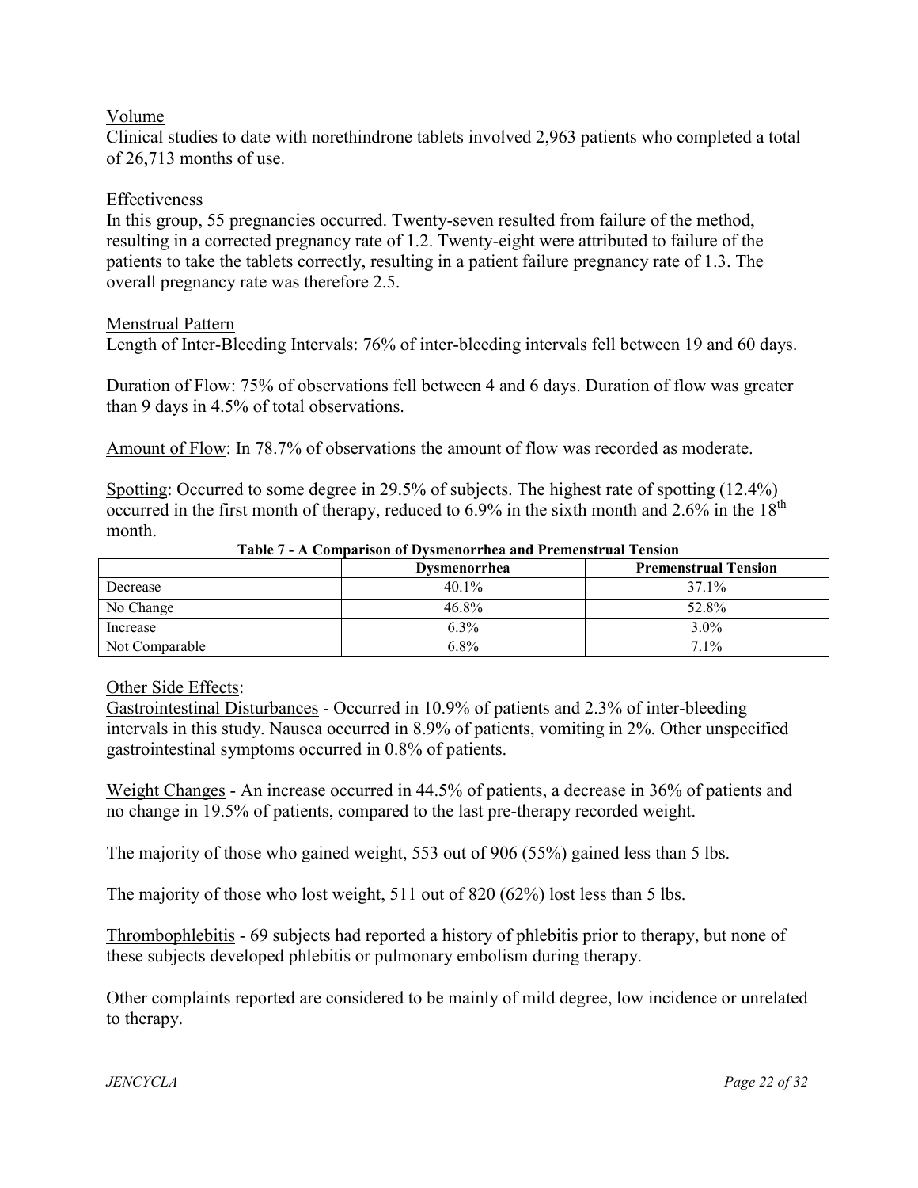Volume

Clinical studies to date with norethindrone tablets involved 2,963 patients who completed a total of 26,713 months of use.

Effectiveness

In this group, 55 pregnancies occurred. Twenty-seven resulted from failure of the method, resulting in a corrected pregnancy rate of 1.2. Twenty-eight were attributed to failure of the patients to take the tablets correctly, resulting in a patient failure pregnancy rate of 1.3. The overall pregnancy rate was therefore 2.5.

Menstrual Pattern

Length of Inter-Bleeding Intervals: 76% of inter-bleeding intervals fell between 19 and 60 days.

Duration of Flow: 75% of observations fell between 4 and 6 days. Duration of flow was greater than 9 days in 4.5% of total observations.

Amount of Flow: In 78.7% of observations the amount of flow was recorded as moderate.

Spotting: Occurred to some degree in 29.5% of subjects. The highest rate of spotting (12.4%) occurred in the first month of therapy, reduced to 6.9% in the sixth month and 2.6% in the $18^{th}$ month.

**Table 7 - A Comparison of Dysmenorrhea and Premenstrual Tension**

| | Dysmenorrhea | Premenstrual Tension |
|---|---|---|
| Decrease | 40.1% | 37.1% |
| No Change | 46.8% | 52.8% |
| Increase | 6.3% | 3.0% |
| Not Comparable | 6.8% | 7.1% |

Other Side Effects:

Gastrointestinal Disturbances - Occurred in 10.9% of patients and 2.3% of inter-bleeding intervals in this study. Nausea occurred in 8.9% of patients, vomiting in 2%. Other unspecified gastrointestinal symptoms occurred in 0.8% of patients.

Weight Changes - An increase occurred in 44.5% of patients, a decrease in 36% of patients and no change in 19.5% of patients, compared to the last pre-therapy recorded weight.

The majority of those who gained weight, 553 out of 906 (55%) gained less than 5 lbs.

The majority of those who lost weight, 511 out of 820 (62%) lost less than 5 lbs.

Thrombophlebitis - 69 subjects had reported a history of phlebitis prior to therapy, but none of these subjects developed phlebitis or pulmonary embolism during therapy.

Other complaints reported are considered to be mainly of mild degree, low incidence or unrelated to therapy.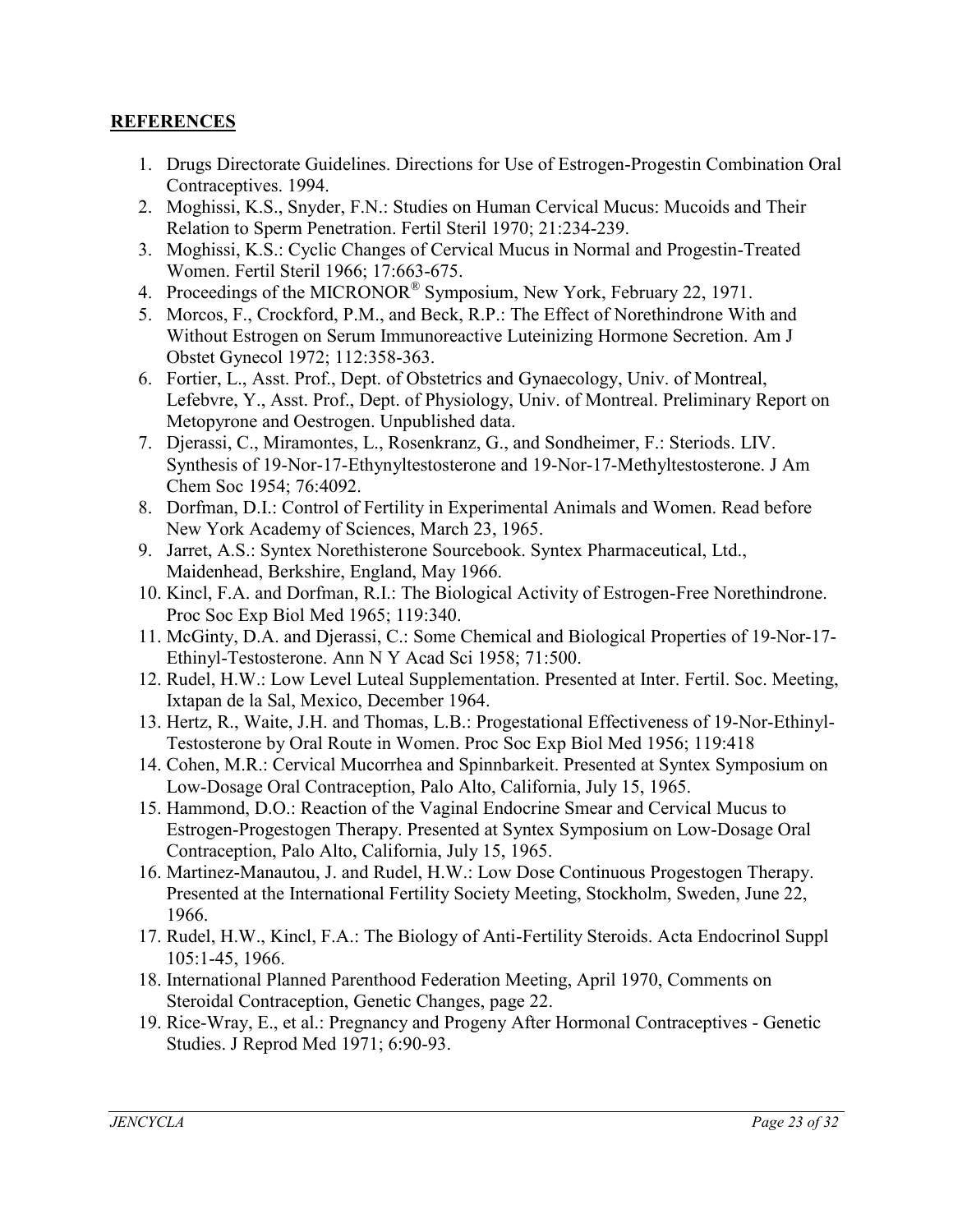## **REFERENCES**

1. Drugs Directorate Guidelines. Directions for Use of Estrogen-Progestin Combination Oral Contraceptives. 1994.
2. Moghissi, K.S., Snyder, F.N.: Studies on Human Cervical Mucus: Mucoids and Their Relation to Sperm Penetration. Fertil Steril 1970; 21:234-239.
3. Moghissi, K.S.: Cyclic Changes of Cervical Mucus in Normal and Progestin-Treated Women. Fertil Steril 1966; 17:663-675.
4. Proceedings of the MICRONOR® Symposium, New York, February 22, 1971.
5. Morcos, F., Crockford, P.M., and Beck, R.P.: The Effect of Norethindrone With and Without Estrogen on Serum Immunoreactive Luteinizing Hormone Secretion. Am J Obstet Gynecol 1972; 112:358-363.
6. Fortier, L., Asst. Prof., Dept. of Obstetrics and Gynaecology, Univ. of Montreal, Lefebvre, Y., Asst. Prof., Dept. of Physiology, Univ. of Montreal. Preliminary Report on Metopyrone and Oestrogen. Unpublished data.
7. Djerassi, C., Miramontes, L., Rosenkranz, G., and Sondheimer, F.: Steriods. LIV. Synthesis of 19-Nor-17-Ethynyltestosterone and 19-Nor-17-Methyltestosterone. J Am Chem Soc 1954; 76:4092.
8. Dorfman, D.I.: Control of Fertility in Experimental Animals and Women. Read before New York Academy of Sciences, March 23, 1965.
9. Jarret, A.S.: Syntex Norethisterone Sourcebook. Syntex Pharmaceutical, Ltd., Maidenhead, Berkshire, England, May 1966.
10. Kincl, F.A. and Dorfman, R.I.: The Biological Activity of Estrogen-Free Norethindrone. Proc Soc Exp Biol Med 1965; 119:340.
11. McGinty, D.A. and Djerassi, C.: Some Chemical and Biological Properties of 19-Nor-17-Ethinyl-Testosterone. Ann N Y Acad Sci 1958; 71:500.
12. Rudel, H.W.: Low Level Luteal Supplementation. Presented at Inter. Fertil. Soc. Meeting, Ixtapan de la Sal, Mexico, December 1964.
13. Hertz, R., Waite, J.H. and Thomas, L.B.: Progestational Effectiveness of 19-Nor-Ethinyl-Testosterone by Oral Route in Women. Proc Soc Exp Biol Med 1956; 119:418
14. Cohen, M.R.: Cervical Mucorrhea and Spinnbarkeit. Presented at Syntex Symposium on Low-Dosage Oral Contraception, Palo Alto, California, July 15, 1965.
15. Hammond, D.O.: Reaction of the Vaginal Endocrine Smear and Cervical Mucus to Estrogen-Progestogen Therapy. Presented at Syntex Symposium on Low-Dosage Oral Contraception, Palo Alto, California, July 15, 1965.
16. Martinez-Manautou, J. and Rudel, H.W.: Low Dose Continuous Progestogen Therapy. Presented at the International Fertility Society Meeting, Stockholm, Sweden, June 22, 1966.
17. Rudel, H.W., Kincl, F.A.: The Biology of Anti-Fertility Steroids. Acta Endocrinol Suppl 105:1-45, 1966.
18. International Planned Parenthood Federation Meeting, April 1970, Comments on Steroidal Contraception, Genetic Changes, page 22.
19. Rice-Wray, E., et al.: Pregnancy and Progeny After Hormonal Contraceptives - Genetic Studies. J Reprod Med 1971; 6:90-93.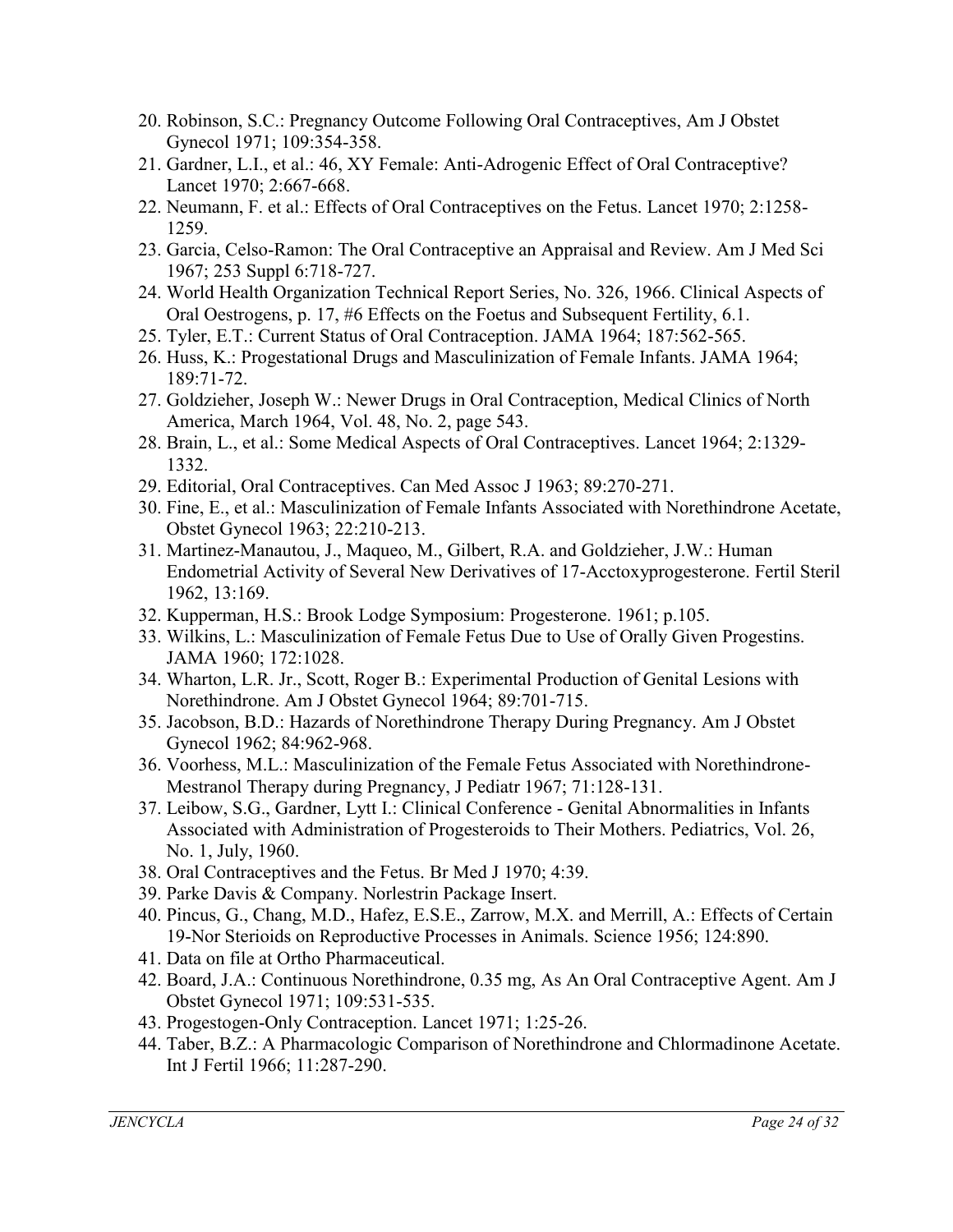20. Robinson, S.C.: Pregnancy Outcome Following Oral Contraceptives, Am J Obstet Gynecol 1971; 109:354-358.
21. Gardner, L.I., et al.: 46, XY Female: Anti-Adrogenic Effect of Oral Contraceptive? Lancet 1970; 2:667-668.
22. Neumann, F. et al.: Effects of Oral Contraceptives on the Fetus. Lancet 1970; 2:1258-1259.
23. Garcia, Celso-Ramon: The Oral Contraceptive an Appraisal and Review. Am J Med Sci 1967; 253 Suppl 6:718-727.
24. World Health Organization Technical Report Series, No. 326, 1966. Clinical Aspects of Oral Oestrogens, p. 17, #6 Effects on the Foetus and Subsequent Fertility, 6.1.
25. Tyler, E.T.: Current Status of Oral Contraception. JAMA 1964; 187:562-565.
26. Huss, K.: Progestational Drugs and Masculinization of Female Infants. JAMA 1964; 189:71-72.
27. Goldzieher, Joseph W.: Newer Drugs in Oral Contraception, Medical Clinics of North America, March 1964, Vol. 48, No. 2, page 543.
28. Brain, L., et al.: Some Medical Aspects of Oral Contraceptives. Lancet 1964; 2:1329-1332.
29. Editorial, Oral Contraceptives. Can Med Assoc J 1963; 89:270-271.
30. Fine, E., et al.: Masculinization of Female Infants Associated with Norethindrone Acetate, Obstet Gynecol 1963; 22:210-213.
31. Martinez-Manautou, J., Maqueo, M., Gilbert, R.A. and Goldzieher, J.W.: Human Endometrial Activity of Several New Derivatives of 17-Acctoxyprogesterone. Fertil Steril 1962, 13:169.
32. Kupperman, H.S.: Brook Lodge Symposium: Progesterone. 1961; p.105.
33. Wilkins, L.: Masculinization of Female Fetus Due to Use of Orally Given Progestins. JAMA 1960; 172:1028.
34. Wharton, L.R. Jr., Scott, Roger B.: Experimental Production of Genital Lesions with Norethindrone. Am J Obstet Gynecol 1964; 89:701-715.
35. Jacobson, B.D.: Hazards of Norethindrone Therapy During Pregnancy. Am J Obstet Gynecol 1962; 84:962-968.
36. Voorhess, M.L.: Masculinization of the Female Fetus Associated with Norethindrone-Mestranol Therapy during Pregnancy, J Pediatr 1967; 71:128-131.
37. Leibow, S.G., Gardner, Lytt I.: Clinical Conference - Genital Abnormalities in Infants Associated with Administration of Progesteroids to Their Mothers. Pediatrics, Vol. 26, No. 1, July, 1960.
38. Oral Contraceptives and the Fetus. Br Med J 1970; 4:39.
39. Parke Davis & Company. Norlestrin Package Insert.
40. Pincus, G., Chang, M.D., Hafez, E.S.E., Zarrow, M.X. and Merrill, A.: Effects of Certain 19-Nor Sterioids on Reproductive Processes in Animals. Science 1956; 124:890.
41. Data on file at Ortho Pharmaceutical.
42. Board, J.A.: Continuous Norethindrone, 0.35 mg, As An Oral Contraceptive Agent. Am J Obstet Gynecol 1971; 109:531-535.
43. Progestogen-Only Contraception. Lancet 1971; 1:25-26.
44. Taber, B.Z.: A Pharmacologic Comparison of Norethindrone and Chlormadinone Acetate. Int J Fertil 1966; 11:287-290.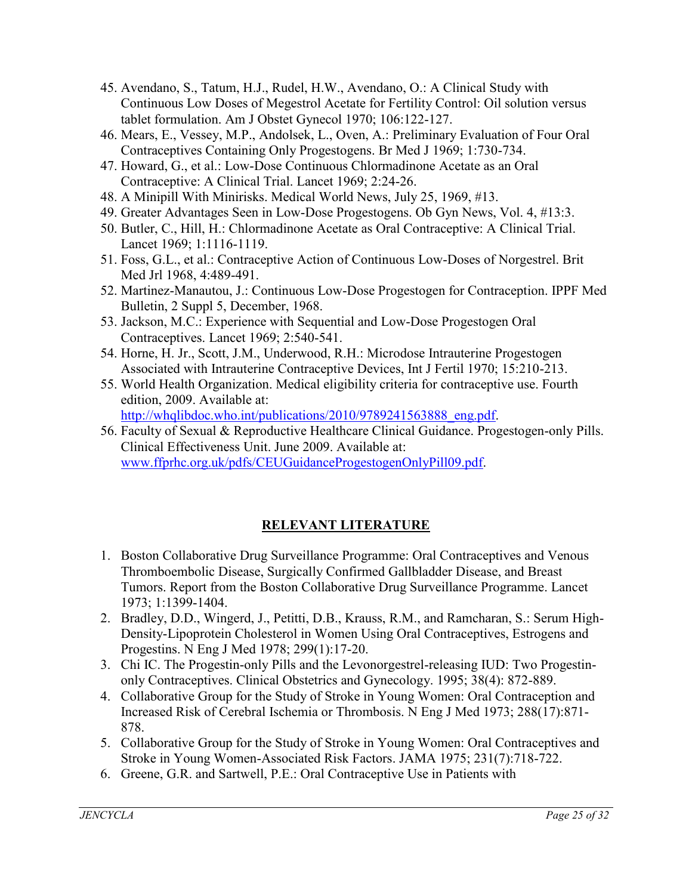45. Avendano, S., Tatum, H.J., Rudel, H.W., Avendano, O.: A Clinical Study with Continuous Low Doses of Megestrol Acetate for Fertility Control: Oil solution versus tablet formulation. Am J Obstet Gynecol 1970; 106:122-127.
46. Mears, E., Vessey, M.P., Andolsek, L., Oven, A.: Preliminary Evaluation of Four Oral Contraceptives Containing Only Progestogens. Br Med J 1969; 1:730-734.
47. Howard, G., et al.: Low-Dose Continuous Chlormadinone Acetate as an Oral Contraceptive: A Clinical Trial. Lancet 1969; 2:24-26.
48. A Minipill With Minirisks. Medical World News, July 25, 1969, #13.
49. Greater Advantages Seen in Low-Dose Progestogens. Ob Gyn News, Vol. 4, #13:3.
50. Butler, C., Hill, H.: Chlormadinone Acetate as Oral Contraceptive: A Clinical Trial. Lancet 1969; 1:1116-1119.
51. Foss, G.L., et al.: Contraceptive Action of Continuous Low-Doses of Norgestrel. Brit Med Jrl 1968, 4:489-491.
52. Martinez-Manautou, J.: Continuous Low-Dose Progestogen for Contraception. IPPF Med Bulletin, 2 Suppl 5, December, 1968.
53. Jackson, M.C.: Experience with Sequential and Low-Dose Progestogen Oral Contraceptives. Lancet 1969; 2:540-541.
54. Horne, H. Jr., Scott, J.M., Underwood, R.H.: Microdose Intrauterine Progestogen Associated with Intrauterine Contraceptive Devices, Int J Fertil 1970; 15:210-213.
55. World Health Organization. Medical eligibility criteria for contraceptive use. Fourth edition, 2009. Available at: http://whqlibdoc.who.int/publications/2010/9789241563888_eng.pdf.
56. Faculty of Sexual & Reproductive Healthcare Clinical Guidance. Progestogen-only Pills. Clinical Effectiveness Unit. June 2009. Available at: www.ffprhc.org.uk/pdfs/CEUGuidanceProgestogenOnlyPill09.pdf.

## RELEVANT LITERATURE

1. Boston Collaborative Drug Surveillance Programme: Oral Contraceptives and Venous Thromboembolic Disease, Surgically Confirmed Gallbladder Disease, and Breast Tumors. Report from the Boston Collaborative Drug Surveillance Programme. Lancet 1973; 1:1399-1404.
2. Bradley, D.D., Wingerd, J., Petitti, D.B., Krauss, R.M., and Ramcharan, S.: Serum High-Density-Lipoprotein Cholesterol in Women Using Oral Contraceptives, Estrogens and Progestins. N Eng J Med 1978; 299(1):17-20.
3. Chi IC. The Progestin-only Pills and the Levonorgestrel-releasing IUD: Two Progestin-only Contraceptives. Clinical Obstetrics and Gynecology. 1995; 38(4): 872-889.
4. Collaborative Group for the Study of Stroke in Young Women: Oral Contraception and Increased Risk of Cerebral Ischemia or Thrombosis. N Eng J Med 1973; 288(17):871-878.
5. Collaborative Group for the Study of Stroke in Young Women: Oral Contraceptives and Stroke in Young Women-Associated Risk Factors. JAMA 1975; 231(7):718-722.
6. Greene, G.R. and Sartwell, P.E.: Oral Contraceptive Use in Patients with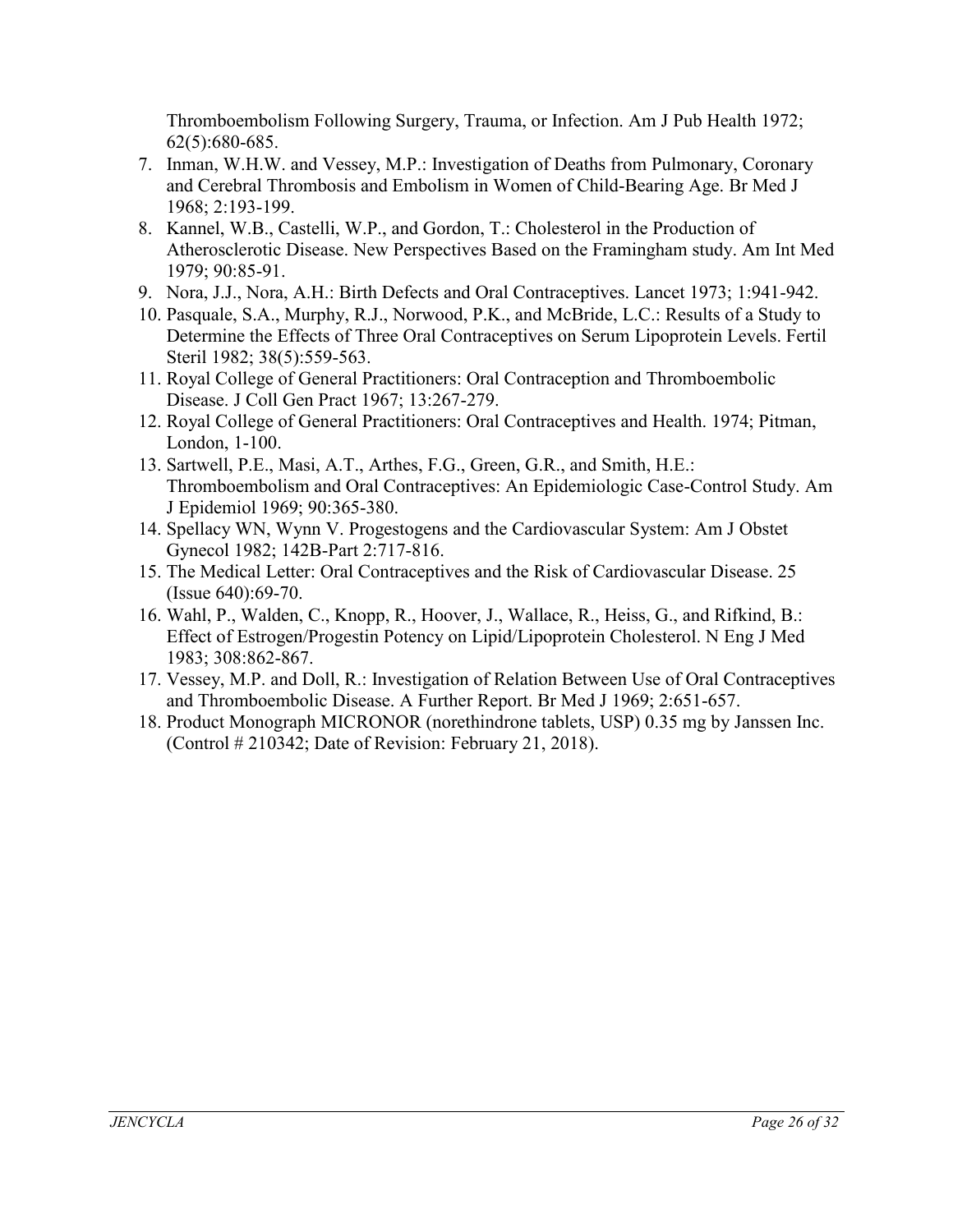Thromboembolism Following Surgery, Trauma, or Infection. Am J Pub Health 1972; 62(5):680-685.

7. Inman, W.H.W. and Vessey, M.P.: Investigation of Deaths from Pulmonary, Coronary and Cerebral Thrombosis and Embolism in Women of Child-Bearing Age. Br Med J 1968; 2:193-199.
8. Kannel, W.B., Castelli, W.P., and Gordon, T.: Cholesterol in the Production of Atherosclerotic Disease. New Perspectives Based on the Framingham study. Am Int Med 1979; 90:85-91.
9. Nora, J.J., Nora, A.H.: Birth Defects and Oral Contraceptives. Lancet 1973; 1:941-942.
10. Pasquale, S.A., Murphy, R.J., Norwood, P.K., and McBride, L.C.: Results of a Study to Determine the Effects of Three Oral Contraceptives on Serum Lipoprotein Levels. Fertil Steril 1982; 38(5):559-563.
11. Royal College of General Practitioners: Oral Contraception and Thromboembolic Disease. J Coll Gen Pract 1967; 13:267-279.
12. Royal College of General Practitioners: Oral Contraceptives and Health. 1974; Pitman, London, 1-100.
13. Sartwell, P.E., Masi, A.T., Arthes, F.G., Green, G.R., and Smith, H.E.: Thromboembolism and Oral Contraceptives: An Epidemiologic Case-Control Study. Am J Epidemiol 1969; 90:365-380.
14. Spellacy WN, Wynn V. Progestogens and the Cardiovascular System: Am J Obstet Gynecol 1982; 142B-Part 2:717-816.
15. The Medical Letter: Oral Contraceptives and the Risk of Cardiovascular Disease. 25 (Issue 640):69-70.
16. Wahl, P., Walden, C., Knopp, R., Hoover, J., Wallace, R., Heiss, G., and Rifkind, B.: Effect of Estrogen/Progestin Potency on Lipid/Lipoprotein Cholesterol. N Eng J Med 1983; 308:862-867.
17. Vessey, M.P. and Doll, R.: Investigation of Relation Between Use of Oral Contraceptives and Thromboembolic Disease. A Further Report. Br Med J 1969; 2:651-657.
18. Product Monograph MICRONOR (norethindrone tablets, USP) 0.35 mg by Janssen Inc. (Control # 210342; Date of Revision: February 21, 2018).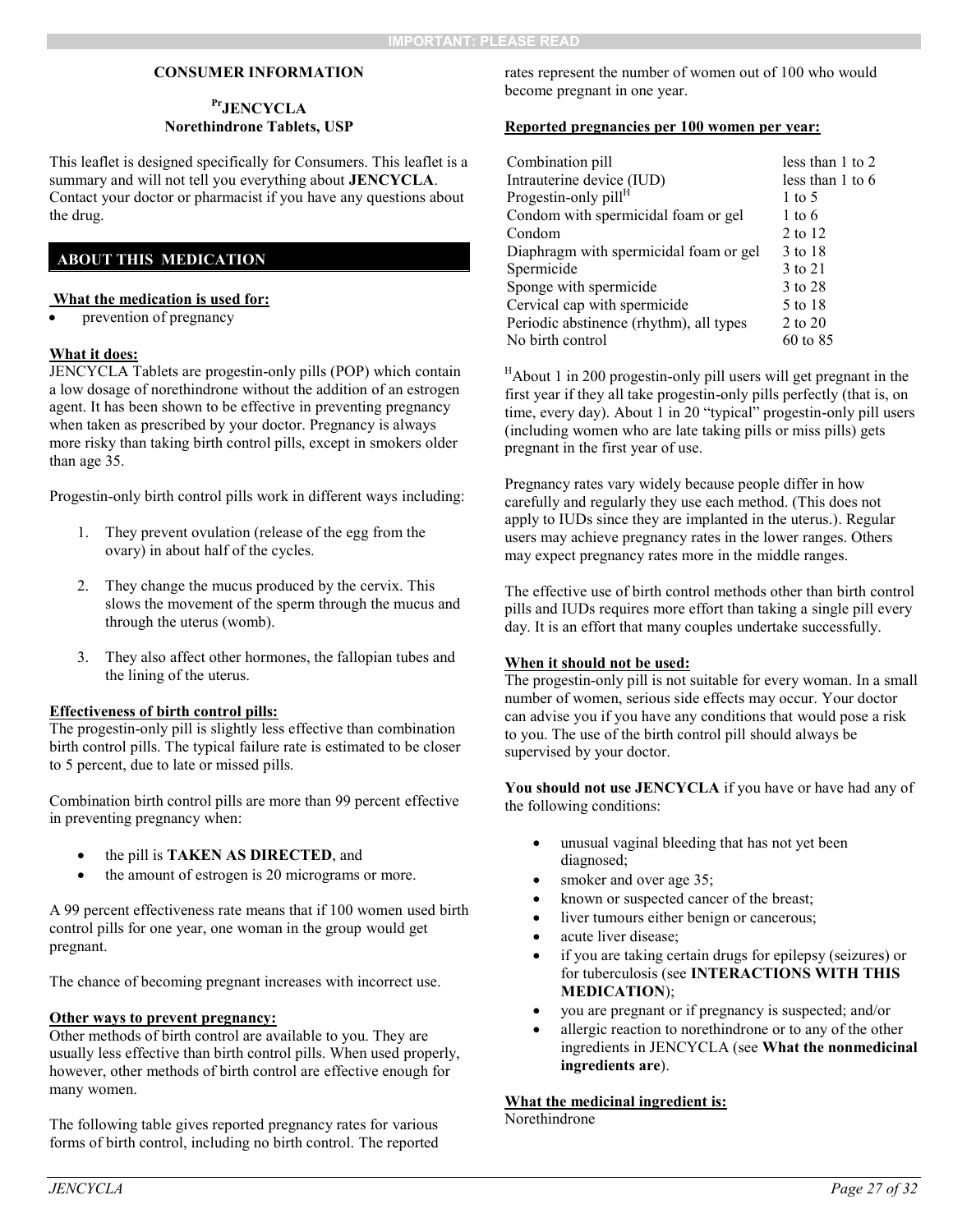**IMPORTANT: PLEASE READ**

## CONSUMER INFORMATION

### [Pr]JENCYCLA
### Norethindrone Tablets, USP

This leaflet is designed specifically for Consumers. This leaflet is a summary and will not tell you everything about **JENCYCLA**. Contact your doctor or pharmacist if you have any questions about the drug.

## ABOUT THIS MEDICATION

**What the medication is used for:**

- prevention of pregnancy

**What it does:**

JENCYCLA Tablets are progestin-only pills (POP) which contain a low dosage of norethindrone without the addition of an estrogen agent. It has been shown to be effective in preventing pregnancy when taken as prescribed by your doctor. Pregnancy is always more risky than taking birth control pills, except in smokers older than age 35.

Progestin-only birth control pills work in different ways including:

1. They prevent ovulation (release of the egg from the ovary) in about half of the cycles.
2. They change the mucus produced by the cervix. This slows the movement of the sperm through the mucus and through the uterus (womb).
3. They also affect other hormones, the fallopian tubes and the lining of the uterus.

**Effectiveness of birth control pills:**

The progestin-only pill is slightly less effective than combination birth control pills. The typical failure rate is estimated to be closer to 5 percent, due to late or missed pills.

Combination birth control pills are more than 99 percent effective in preventing pregnancy when:

- the pill is **TAKEN AS DIRECTED**, and
- the amount of estrogen is 20 micrograms or more.

A 99 percent effectiveness rate means that if 100 women used birth control pills for one year, one woman in the group would get pregnant.

The chance of becoming pregnant increases with incorrect use.

**Other ways to prevent pregnancy:**

Other methods of birth control are available to you. They are usually less effective than birth control pills. When used properly, however, other methods of birth control are effective enough for many women.

The following table gives reported pregnancy rates for various forms of birth control, including no birth control. The reported rates represent the number of women out of 100 who would become pregnant in one year.

**Reported pregnancies per 100 women per year:**

| Method | Pregnancies |
|---|---|
| Combination pill | less than 1 to 2 |
| Intrauterine device (IUD) | less than 1 to 6 |
| Progestin-only pill[H] | 1 to 5 |
| Condom with spermicidal foam or gel | 1 to 6 |
| Condom | 2 to 12 |
| Diaphragm with spermicidal foam or gel | 3 to 18 |
| Spermicide | 3 to 21 |
| Sponge with spermicide | 3 to 28 |
| Cervical cap with spermicide | 5 to 18 |
| Periodic abstinence (rhythm), all types | 2 to 20 |
| No birth control | 60 to 85 |

[H]About 1 in 200 progestin-only pill users will get pregnant in the first year if they all take progestin-only pills perfectly (that is, on time, every day). About 1 in 20 "typical" progestin-only pill users (including women who are late taking pills or miss pills) gets pregnant in the first year of use.

Pregnancy rates vary widely because people differ in how carefully and regularly they use each method. (This does not apply to IUDs since they are implanted in the uterus.). Regular users may achieve pregnancy rates in the lower ranges. Others may expect pregnancy rates more in the middle ranges.

The effective use of birth control methods other than birth control pills and IUDs requires more effort than taking a single pill every day. It is an effort that many couples undertake successfully.

**When it should not be used:**

The progestin-only pill is not suitable for every woman. In a small number of women, serious side effects may occur. Your doctor can advise you if you have any conditions that would pose a risk to you. The use of the birth control pill should always be supervised by your doctor.

**You should not use JENCYCLA** if you have or have had any of the following conditions:

- unusual vaginal bleeding that has not yet been diagnosed;
- smoker and over age 35;
- known or suspected cancer of the breast;
- liver tumours either benign or cancerous;
- acute liver disease;
- if you are taking certain drugs for epilepsy (seizures) or for tuberculosis (see **INTERACTIONS WITH THIS MEDICATION**);
- you are pregnant or if pregnancy is suspected; and/or
- allergic reaction to norethindrone or to any of the other ingredients in JENCYCLA (see **What the nonmedicinal ingredients are**).

**What the medicinal ingredient is:**

Norethindrone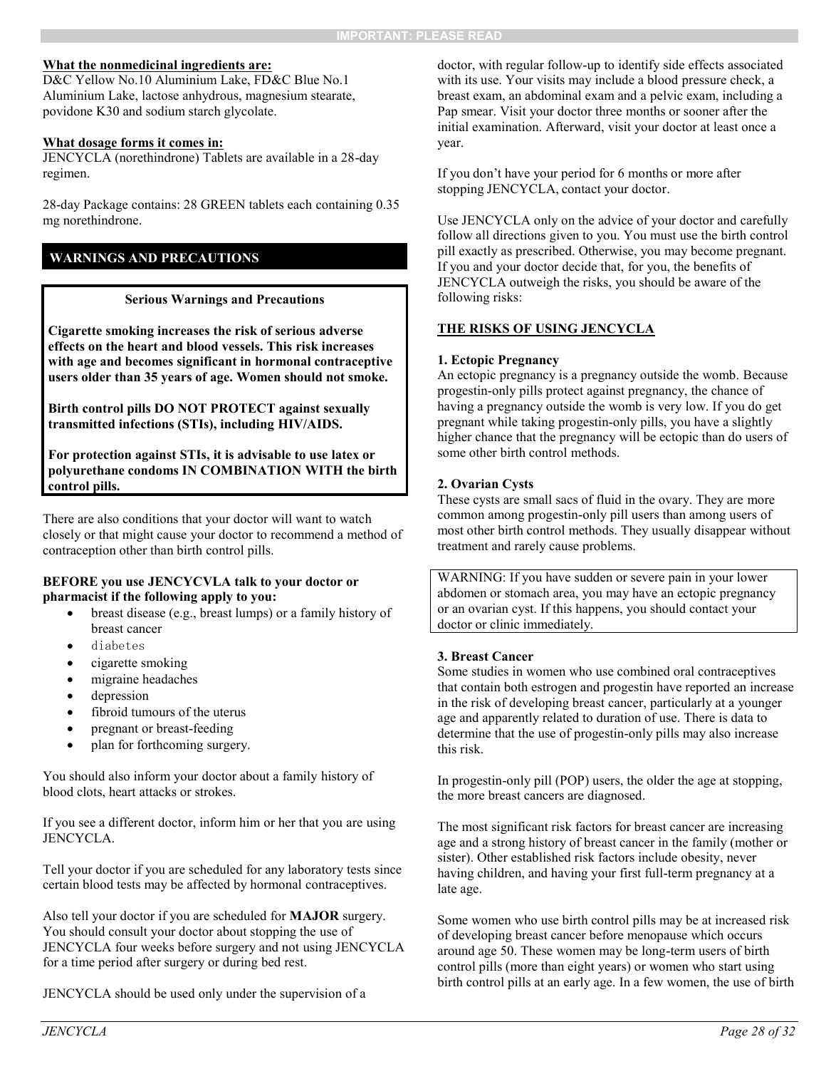**What the nonmedicinal ingredients are:**
D&C Yellow No.10 Aluminium Lake, FD&C Blue No.1 Aluminium Lake, lactose anhydrous, magnesium stearate, povidone K30 and sodium starch glycolate.

**What dosage forms it comes in:**
JENCYCLA (norethindrone) Tablets are available in a 28-day regimen.

28-day Package contains: 28 GREEN tablets each containing 0.35 mg norethindrone.

## WARNINGS AND PRECAUTIONS

**Serious Warnings and Precautions**

**Cigarette smoking increases the risk of serious adverse effects on the heart and blood vessels. This risk increases with age and becomes significant in hormonal contraceptive users older than 35 years of age. Women should not smoke.**

**Birth control pills DO NOT PROTECT against sexually transmitted infections (STIs), including HIV/AIDS.**

**For protection against STIs, it is advisable to use latex or polyurethane condoms IN COMBINATION WITH the birth control pills.**

There are also conditions that your doctor will want to watch closely or that might cause your doctor to recommend a method of contraception other than birth control pills.

**BEFORE you use JENCYCVLA talk to your doctor or pharmacist if the following apply to you:**

- breast disease (e.g., breast lumps) or a family history of breast cancer
- diabetes
- cigarette smoking
- migraine headaches
- depression
- fibroid tumours of the uterus
- pregnant or breast-feeding
- plan for forthcoming surgery.

You should also inform your doctor about a family history of blood clots, heart attacks or strokes.

If you see a different doctor, inform him or her that you are using JENCYCLA.

Tell your doctor if you are scheduled for any laboratory tests since certain blood tests may be affected by hormonal contraceptives.

Also tell your doctor if you are scheduled for **MAJOR** surgery. You should consult your doctor about stopping the use of JENCYCLA four weeks before surgery and not using JENCYCLA for a time period after surgery or during bed rest.

JENCYCLA should be used only under the supervision of a doctor, with regular follow-up to identify side effects associated with its use. Your visits may include a blood pressure check, a breast exam, an abdominal exam and a pelvic exam, including a Pap smear. Visit your doctor three months or sooner after the initial examination. Afterward, visit your doctor at least once a year.

If you don't have your period for 6 months or more after stopping JENCYCLA, contact your doctor.

Use JENCYCLA only on the advice of your doctor and carefully follow all directions given to you. You must use the birth control pill exactly as prescribed. Otherwise, you may become pregnant. If you and your doctor decide that, for you, the benefits of JENCYCLA outweigh the risks, you should be aware of the following risks:

**THE RISKS OF USING JENCYCLA**

**1. Ectopic Pregnancy**
An ectopic pregnancy is a pregnancy outside the womb. Because progestin-only pills protect against pregnancy, the chance of having a pregnancy outside the womb is very low. If you do get pregnant while taking progestin-only pills, you have a slightly higher chance that the pregnancy will be ectopic than do users of some other birth control methods.

**2. Ovarian Cysts**
These cysts are small sacs of fluid in the ovary. They are more common among progestin-only pill users than among users of most other birth control methods. They usually disappear without treatment and rarely cause problems.

WARNING: If you have sudden or severe pain in your lower abdomen or stomach area, you may have an ectopic pregnancy or an ovarian cyst. If this happens, you should contact your doctor or clinic immediately.

**3. Breast Cancer**
Some studies in women who use combined oral contraceptives that contain both estrogen and progestin have reported an increase in the risk of developing breast cancer, particularly at a younger age and apparently related to duration of use. There is data to determine that the use of progestin-only pills may also increase this risk.

In progestin-only pill (POP) users, the older the age at stopping, the more breast cancers are diagnosed.

The most significant risk factors for breast cancer are increasing age and a strong history of breast cancer in the family (mother or sister). Other established risk factors include obesity, never having children, and having your first full-term pregnancy at a late age.

Some women who use birth control pills may be at increased risk of developing breast cancer before menopause which occurs around age 50. These women may be long-term users of birth control pills (more than eight years) or women who start using birth control pills at an early age. In a few women, the use of birth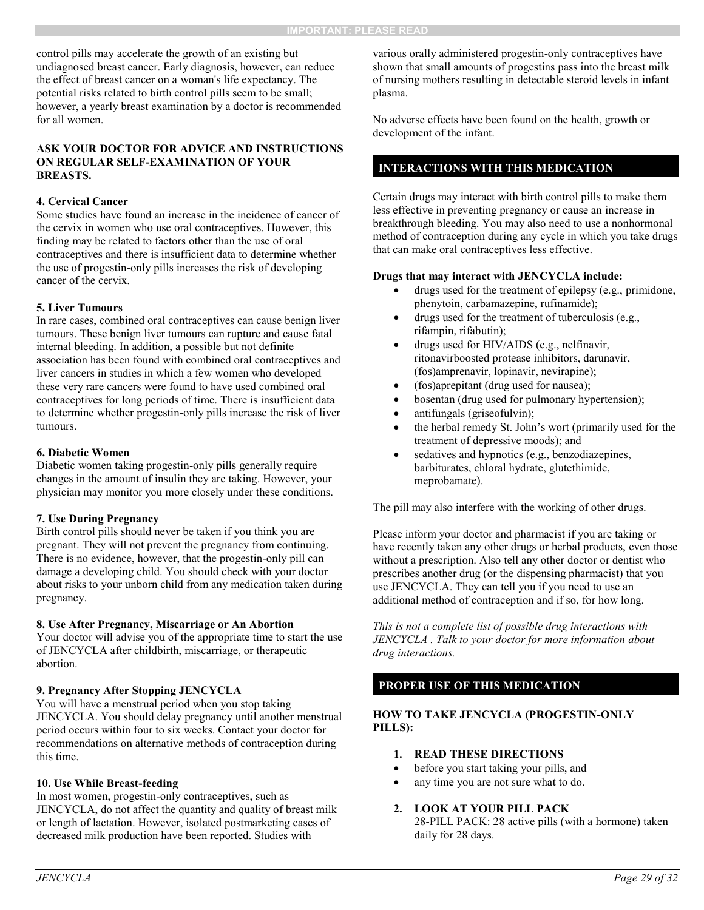control pills may accelerate the growth of an existing but undiagnosed breast cancer. Early diagnosis, however, can reduce the effect of breast cancer on a woman's life expectancy. The potential risks related to birth control pills seem to be small; however, a yearly breast examination by a doctor is recommended for all women.

**ASK YOUR DOCTOR FOR ADVICE AND INSTRUCTIONS ON REGULAR SELF-EXAMINATION OF YOUR BREASTS.**

**4. Cervical Cancer**
Some studies have found an increase in the incidence of cancer of the cervix in women who use oral contraceptives. However, this finding may be related to factors other than the use of oral contraceptives and there is insufficient data to determine whether the use of progestin-only pills increases the risk of developing cancer of the cervix.

**5. Liver Tumours**
In rare cases, combined oral contraceptives can cause benign liver tumours. These benign liver tumours can rupture and cause fatal internal bleeding. In addition, a possible but not definite association has been found with combined oral contraceptives and liver cancers in studies in which a few women who developed these very rare cancers were found to have used combined oral contraceptives for long periods of time. There is insufficient data to determine whether progestin-only pills increase the risk of liver tumours.

**6. Diabetic Women**
Diabetic women taking progestin-only pills generally require changes in the amount of insulin they are taking. However, your physician may monitor you more closely under these conditions.

**7. Use During Pregnancy**
Birth control pills should never be taken if you think you are pregnant. They will not prevent the pregnancy from continuing. There is no evidence, however, that the progestin-only pill can damage a developing child. You should check with your doctor about risks to your unborn child from any medication taken during pregnancy.

**8. Use After Pregnancy, Miscarriage or An Abortion**
Your doctor will advise you of the appropriate time to start the use of JENCYCLA after childbirth, miscarriage, or therapeutic abortion.

**9. Pregnancy After Stopping JENCYCLA**
You will have a menstrual period when you stop taking JENCYCLA. You should delay pregnancy until another menstrual period occurs within four to six weeks. Contact your doctor for recommendations on alternative methods of contraception during this time.

**10. Use While Breast-feeding**
In most women, progestin-only contraceptives, such as JENCYCLA, do not affect the quantity and quality of breast milk or length of lactation. However, isolated postmarketing cases of decreased milk production have been reported. Studies with various orally administered progestin-only contraceptives have shown that small amounts of progestins pass into the breast milk of nursing mothers resulting in detectable steroid levels in infant plasma.

No adverse effects have been found on the health, growth or development of the infant.

## INTERACTIONS WITH THIS MEDICATION

Certain drugs may interact with birth control pills to make them less effective in preventing pregnancy or cause an increase in breakthrough bleeding. You may also need to use a nonhormonal method of contraception during any cycle in which you take drugs that can make oral contraceptives less effective.

**Drugs that may interact with JENCYCLA include:**

- drugs used for the treatment of epilepsy (e.g., primidone, phenytoin, carbamazepine, rufinamide);
- drugs used for the treatment of tuberculosis (e.g., rifampin, rifabutin);
- drugs used for HIV/AIDS (e.g., nelfinavir, ritonavirboosted protease inhibitors, darunavir, (fos)amprenavir, lopinavir, nevirapine);
- (fos)aprepitant (drug used for nausea);
- bosentan (drug used for pulmonary hypertension);
- antifungals (griseofulvin);
- the herbal remedy St. John's wort (primarily used for the treatment of depressive moods); and
- sedatives and hypnotics (e.g., benzodiazepines, barbiturates, chloral hydrate, glutethimide, meprobamate).

The pill may also interfere with the working of other drugs.

Please inform your doctor and pharmacist if you are taking or have recently taken any other drugs or herbal products, even those without a prescription. Also tell any other doctor or dentist who prescribes another drug (or the dispensing pharmacist) that you use JENCYCLA. They can tell you if you need to use an additional method of contraception and if so, for how long.

*This is not a complete list of possible drug interactions with JENCYCLA . Talk to your doctor for more information about drug interactions.*

## PROPER USE OF THIS MEDICATION

**HOW TO TAKE JENCYCLA (PROGESTIN-ONLY PILLS):**

1. **READ THESE DIRECTIONS**
   - before you start taking your pills, and
   - any time you are not sure what to do.

2. **LOOK AT YOUR PILL PACK**
   28-PILL PACK: 28 active pills (with a hormone) taken daily for 28 days.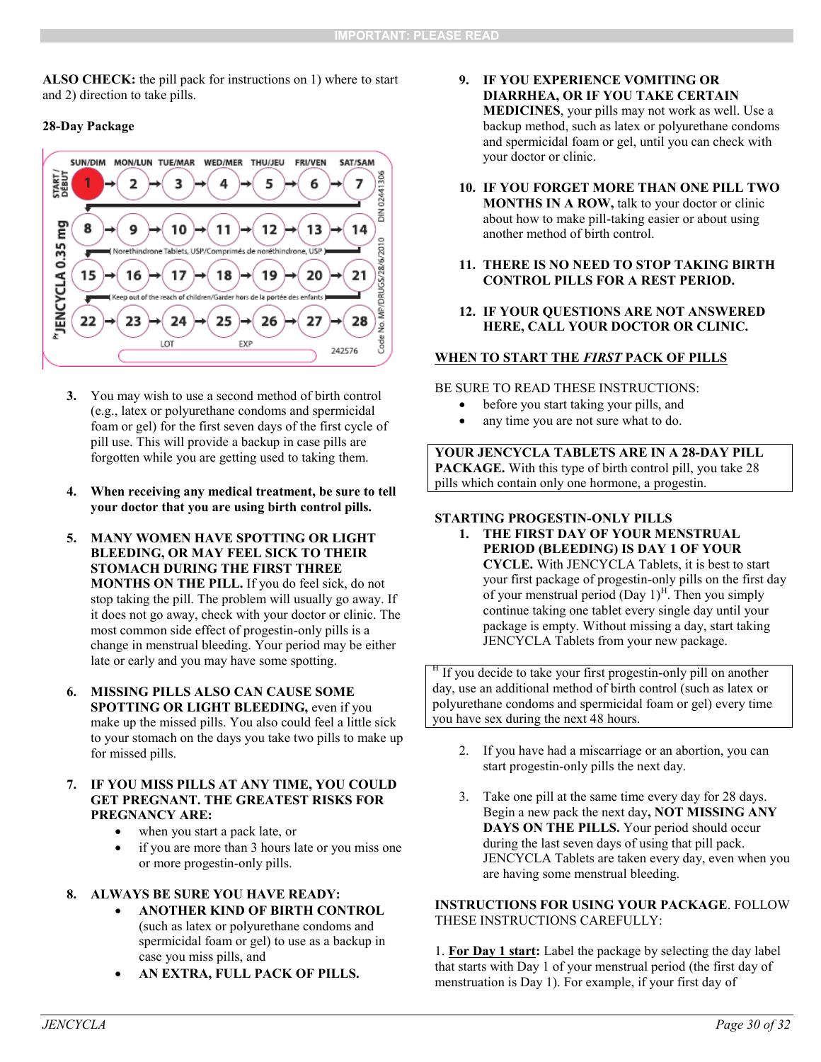**IMPORTANT: PLEASE READ**

**ALSO CHECK:** the pill pack for instructions on 1) where to start and 2) direction to take pills.

**28-Day Package**

SUN/DIM MON/LUN TUE/MAR WED/MER THU/JEU FRI/VEN SAT/SAM

START / DÉBUT

1 → 2 → 3 → 4 → 5 → 6 → 7

8 → 9 → 10 → 11 → 12 → 13 → 14

Norethindrone Tablets, USP/Comprimés de noréthindrone, USP

15 → 16 → 17 → 18 → 19 → 20 → 21

Keep out of the reach of children/Garder hors de la portée des enfants

22 → 23 → 24 → 25 → 26 → 27 → 28

LOT EXP 242576

Pr JENCYCLA 0.35 mg

DIN 02441306

Code No. MP/DRUGS/28/6/2010

3. You may wish to use a second method of birth control (e.g., latex or polyurethane condoms and spermicidal foam or gel) for the first seven days of the first cycle of pill use. This will provide a backup in case pills are forgotten while you are getting used to taking them.

4. **When receiving any medical treatment, be sure to tell your doctor that you are using birth control pills.**

5. **MANY WOMEN HAVE SPOTTING OR LIGHT BLEEDING, OR MAY FEEL SICK TO THEIR STOMACH DURING THE FIRST THREE MONTHS ON THE PILL.** If you do feel sick, do not stop taking the pill. The problem will usually go away. If it does not go away, check with your doctor or clinic. The most common side effect of progestin-only pills is a change in menstrual bleeding. Your period may be either late or early and you may have some spotting.

6. **MISSING PILLS ALSO CAN CAUSE SOME SPOTTING OR LIGHT BLEEDING,** even if you make up the missed pills. You also could feel a little sick to your stomach on the days you take two pills to make up for missed pills.

7. **IF YOU MISS PILLS AT ANY TIME, YOU COULD GET PREGNANT. THE GREATEST RISKS FOR PREGNANCY ARE:**
   - when you start a pack late, or
   - if you are more than 3 hours late or you miss one or more progestin-only pills.

8. **ALWAYS BE SURE YOU HAVE READY:**
   - **ANOTHER KIND OF BIRTH CONTROL** (such as latex or polyurethane condoms and spermicidal foam or gel) to use as a backup in case you miss pills, and
   - **AN EXTRA, FULL PACK OF PILLS.**

9. **IF YOU EXPERIENCE VOMITING OR DIARRHEA, OR IF YOU TAKE CERTAIN MEDICINES**, your pills may not work as well. Use a backup method, such as latex or polyurethane condoms and spermicidal foam or gel, until you can check with your doctor or clinic.

10. **IF YOU FORGET MORE THAN ONE PILL TWO MONTHS IN A ROW,** talk to your doctor or clinic about how to make pill-taking easier or about using another method of birth control.

11. **THERE IS NO NEED TO STOP TAKING BIRTH CONTROL PILLS FOR A REST PERIOD.**

12. **IF YOUR QUESTIONS ARE NOT ANSWERED HERE, CALL YOUR DOCTOR OR CLINIC.**

**WHEN TO START THE *FIRST* PACK OF PILLS**

BE SURE TO READ THESE INSTRUCTIONS:
- before you start taking your pills, and
- any time you are not sure what to do.

**YOUR JENCYCLA TABLETS ARE IN A 28-DAY PILL PACKAGE.** With this type of birth control pill, you take 28 pills which contain only one hormone, a progestin.

**STARTING PROGESTIN-ONLY PILLS**

1. **THE FIRST DAY OF YOUR MENSTRUAL PERIOD (BLEEDING) IS DAY 1 OF YOUR CYCLE.** With JENCYCLA Tablets, it is best to start your first package of progestin-only pills on the first day of your menstrual period (Day 1)[H]. Then you simply continue taking one tablet every single day until your package is empty. Without missing a day, start taking JENCYCLA Tablets from your new package.

[H] If you decide to take your first progestin-only pill on another day, use an additional method of birth control (such as latex or polyurethane condoms and spermicidal foam or gel) every time you have sex during the next 48 hours.

2. If you have had a miscarriage or an abortion, you can start progestin-only pills the next day.

3. Take one pill at the same time every day for 28 days. Begin a new pack the next day**, NOT MISSING ANY DAYS ON THE PILLS.** Your period should occur during the last seven days of using that pill pack. JENCYCLA Tablets are taken every day, even when you are having some menstrual bleeding.

**INSTRUCTIONS FOR USING YOUR PACKAGE**. FOLLOW THESE INSTRUCTIONS CAREFULLY:

1. **For Day 1 start:** Label the package by selecting the day label that starts with Day 1 of your menstrual period (the first day of menstruation is Day 1). For example, if your first day of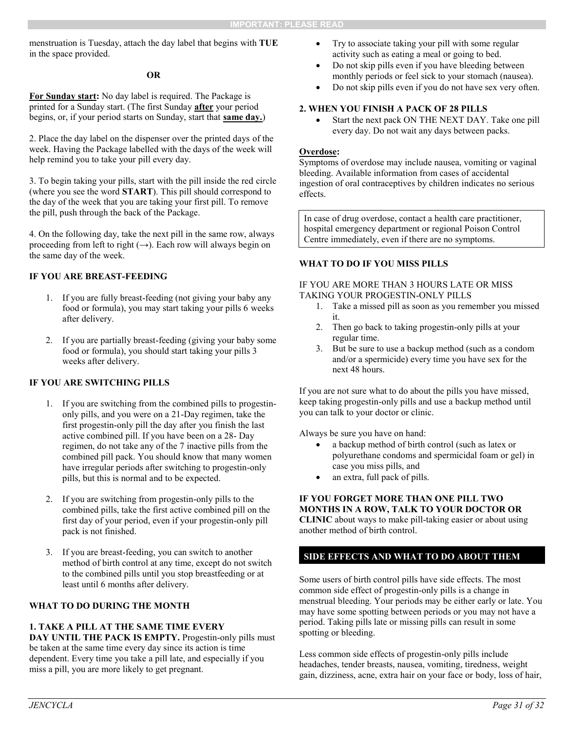menstruation is Tuesday, attach the day label that begins with **TUE** in the space provided.

**OR**

**For Sunday start:** No day label is required. The Package is printed for a Sunday start. (The first Sunday **after** your period begins, or, if your period starts on Sunday, start that **same day.**)

2. Place the day label on the dispenser over the printed days of the week. Having the Package labelled with the days of the week will help remind you to take your pill every day.

3. To begin taking your pills, start with the pill inside the red circle (where you see the word **START**). This pill should correspond to the day of the week that you are taking your first pill. To remove the pill, push through the back of the Package.

4. On the following day, take the next pill in the same row, always proceeding from left to right (→). Each row will always begin on the same day of the week.

**IF YOU ARE BREAST-FEEDING**

1. If you are fully breast-feeding (not giving your baby any food or formula), you may start taking your pills 6 weeks after delivery.
2. If you are partially breast-feeding (giving your baby some food or formula), you should start taking your pills 3 weeks after delivery.

**IF YOU ARE SWITCHING PILLS**

1. If you are switching from the combined pills to progestin-only pills, and you were on a 21-Day regimen, take the first progestin-only pill the day after you finish the last active combined pill. If you have been on a 28- Day regimen, do not take any of the 7 inactive pills from the combined pill pack. You should know that many women have irregular periods after switching to progestin-only pills, but this is normal and to be expected.
2. If you are switching from progestin-only pills to the combined pills, take the first active combined pill on the first day of your period, even if your progestin-only pill pack is not finished.
3. If you are breast-feeding, you can switch to another method of birth control at any time, except do not switch to the combined pills until you stop breastfeeding or at least until 6 months after delivery.

**WHAT TO DO DURING THE MONTH**

**1. TAKE A PILL AT THE SAME TIME EVERY DAY UNTIL THE PACK IS EMPTY.** Progestin-only pills must be taken at the same time every day since its action is time dependent. Every time you take a pill late, and especially if you miss a pill, you are more likely to get pregnant.

- Try to associate taking your pill with some regular activity such as eating a meal or going to bed.
- Do not skip pills even if you have bleeding between monthly periods or feel sick to your stomach (nausea).
- Do not skip pills even if you do not have sex very often.

**2. WHEN YOU FINISH A PACK OF 28 PILLS**

- Start the next pack ON THE NEXT DAY. Take one pill every day. Do not wait any days between packs.

**Overdose:**
Symptoms of overdose may include nausea, vomiting or vaginal bleeding. Available information from cases of accidental ingestion of oral contraceptives by children indicates no serious effects.

In case of drug overdose, contact a health care practitioner, hospital emergency department or regional Poison Control Centre immediately, even if there are no symptoms.

**WHAT TO DO IF YOU MISS PILLS**

IF YOU ARE MORE THAN 3 HOURS LATE OR MISS TAKING YOUR PROGESTIN-ONLY PILLS

1. Take a missed pill as soon as you remember you missed it.
2. Then go back to taking progestin-only pills at your regular time.
3. But be sure to use a backup method (such as a condom and/or a spermicide) every time you have sex for the next 48 hours.

If you are not sure what to do about the pills you have missed, keep taking progestin-only pills and use a backup method until you can talk to your doctor or clinic.

Always be sure you have on hand:

- a backup method of birth control (such as latex or polyurethane condoms and spermicidal foam or gel) in case you miss pills, and
- an extra, full pack of pills.

**IF YOU FORGET MORE THAN ONE PILL TWO MONTHS IN A ROW, TALK TO YOUR DOCTOR OR CLINIC** about ways to make pill-taking easier or about using another method of birth control.

## SIDE EFFECTS AND WHAT TO DO ABOUT THEM

Some users of birth control pills have side effects. The most common side effect of progestin-only pills is a change in menstrual bleeding. Your periods may be either early or late. You may have some spotting between periods or you may not have a period. Taking pills late or missing pills can result in some spotting or bleeding.

Less common side effects of progestin-only pills include headaches, tender breasts, nausea, vomiting, tiredness, weight gain, dizziness, acne, extra hair on your face or body, loss of hair,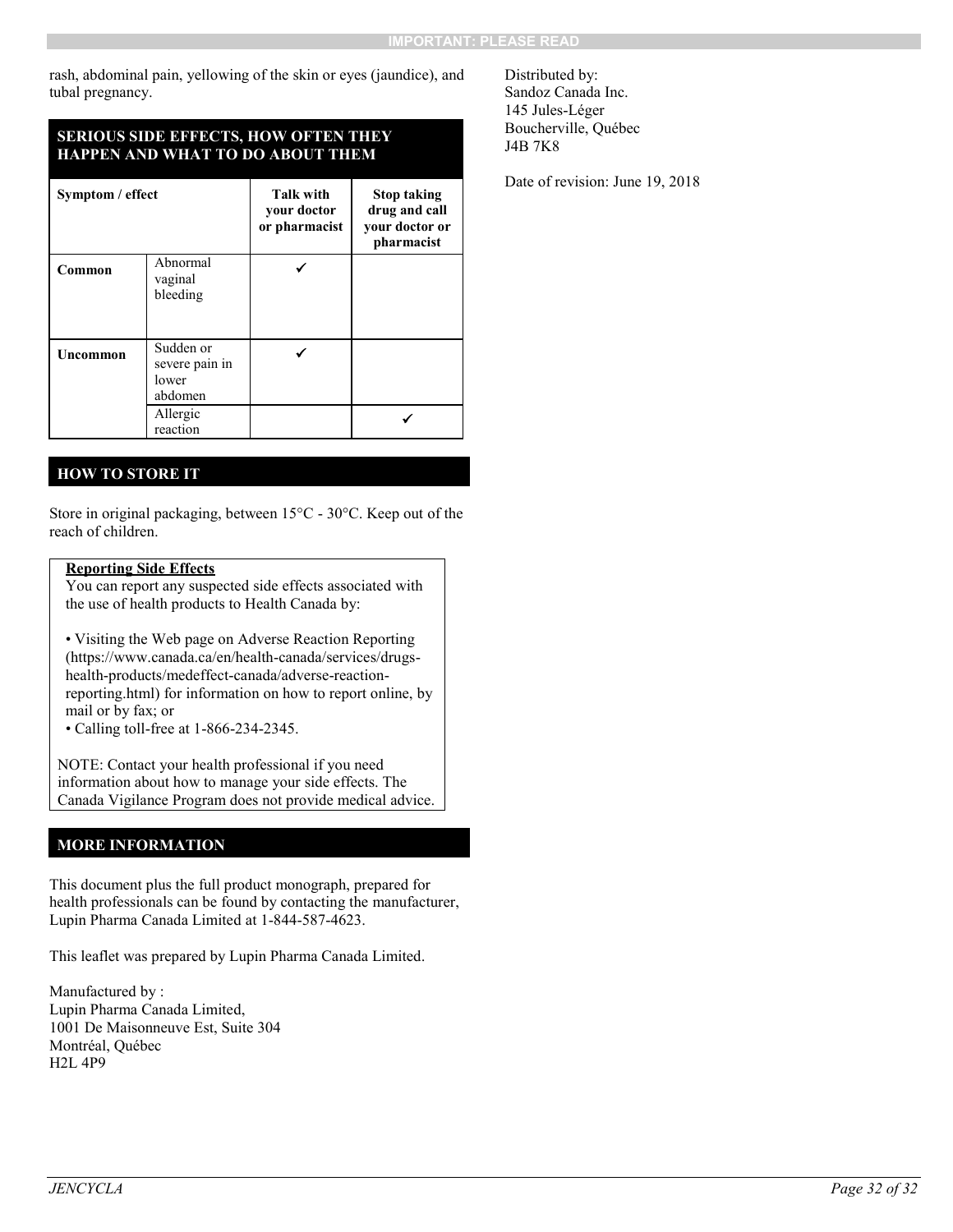rash, abdominal pain, yellowing of the skin or eyes (jaundice), and tubal pregnancy.

| SERIOUS SIDE EFFECTS, HOW OFTEN THEY HAPPEN AND WHAT TO DO ABOUT THEM | | | |
|---|---|---|---|
| **Symptom / effect** | | **Talk with your doctor or pharmacist** | **Stop taking drug and call your doctor or pharmacist** |
| **Common** | Abnormal vaginal bleeding | ✓ | |
| **Uncommon** | Sudden or severe pain in lower abdomen | ✓ | |
| | Allergic reaction | | ✓ |

## HOW TO STORE IT

Store in original packaging, between 15°C - 30°C. Keep out of the reach of children.

**Reporting Side Effects**

You can report any suspected side effects associated with the use of health products to Health Canada by:

- Visiting the Web page on Adverse Reaction Reporting (https://www.canada.ca/en/health-canada/services/drugs-health-products/medeffect-canada/adverse-reaction-reporting.html) for information on how to report online, by mail or by fax; or
- Calling toll-free at 1-866-234-2345.

NOTE: Contact your health professional if you need information about how to manage your side effects. The Canada Vigilance Program does not provide medical advice.

## MORE INFORMATION

This document plus the full product monograph, prepared for health professionals can be found by contacting the manufacturer, Lupin Pharma Canada Limited at 1-844-587-4623.

This leaflet was prepared by Lupin Pharma Canada Limited.

Manufactured by :
Lupin Pharma Canada Limited,
1001 De Maisonneuve Est, Suite 304
Montréal, Québec
H2L 4P9

Distributed by:
Sandoz Canada Inc.
145 Jules-Léger
Boucherville, Québec
J4B 7K8

Date of revision: June 19, 2018